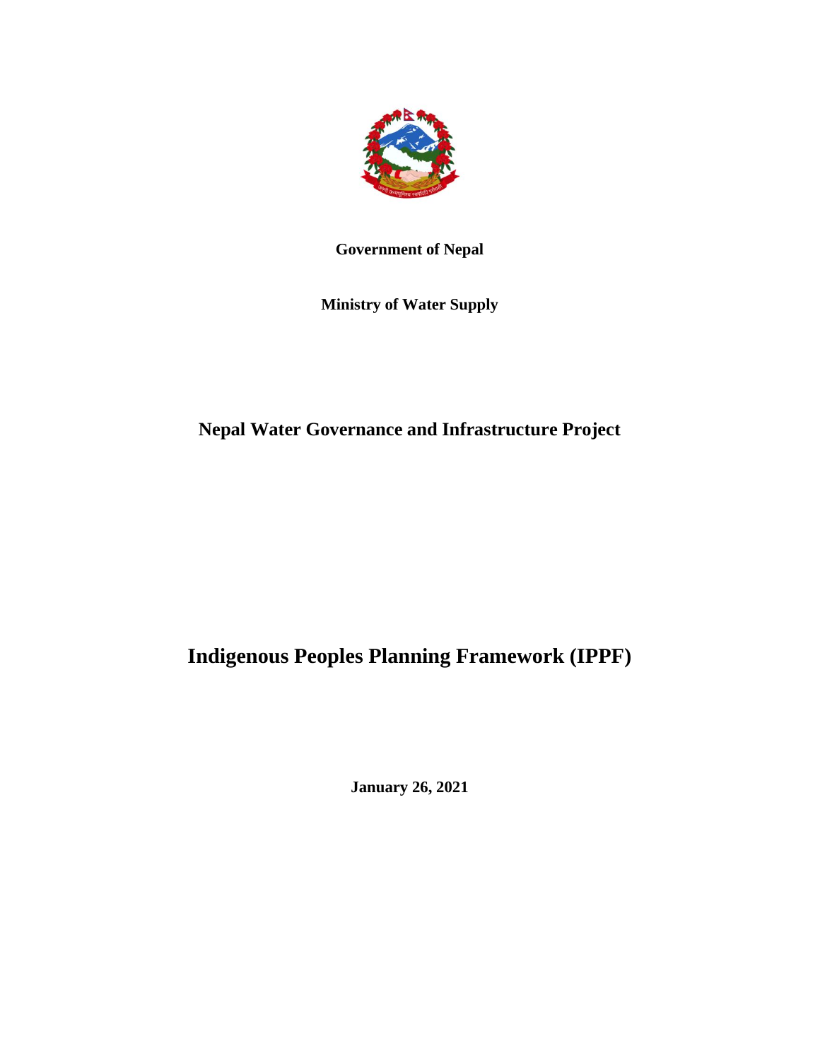**Government of Nepal**

**Ministry of Water Supply**

# Nepal Water Governance and Infrastructure Project

# Indigenous Peoples Planning Framework (IPPF)

**January 26, 2021**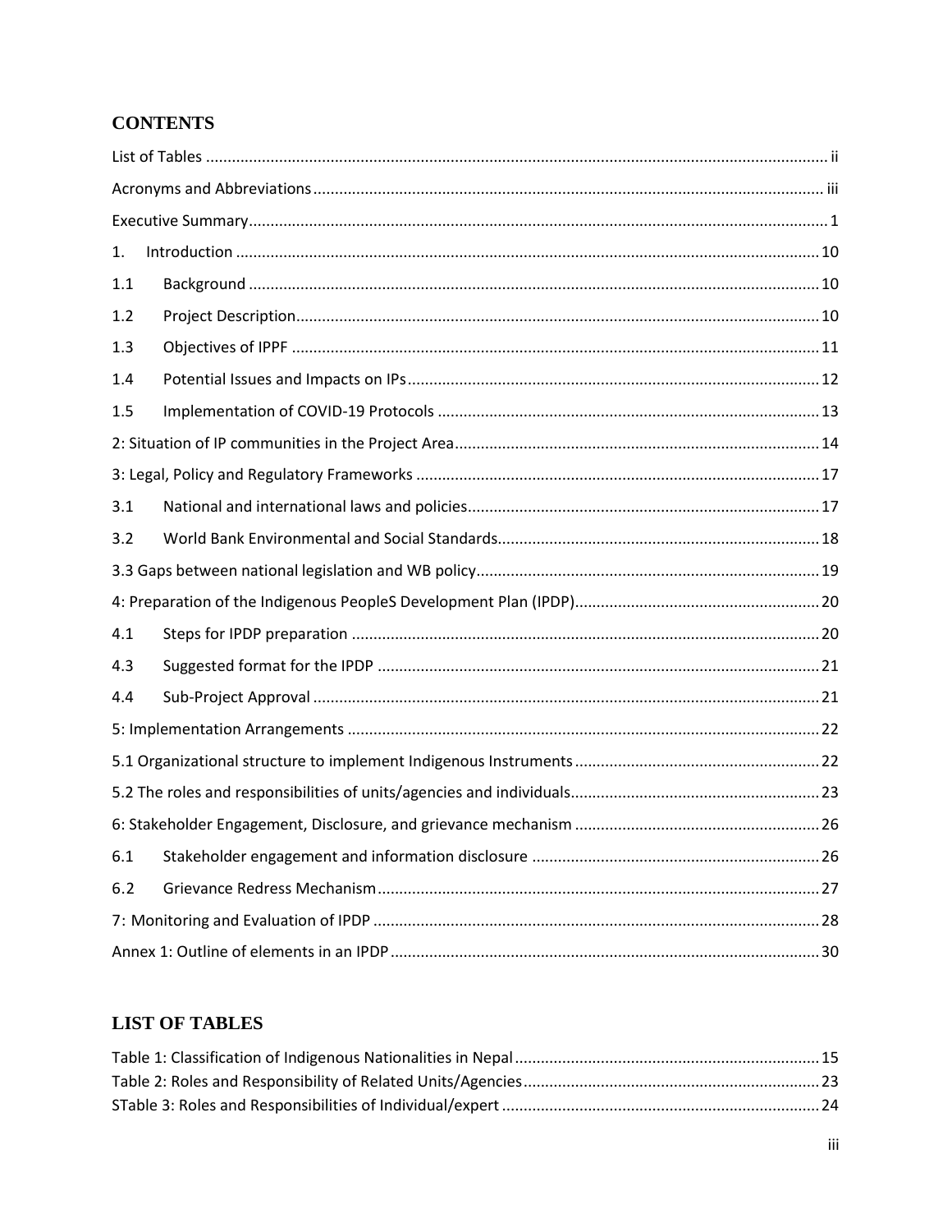## CONTENTS

List of Tables ..................................................................... ii

Acronyms and Abbreviations ..................................................................... iii

Executive Summary ..................................................................... 1

1. Introduction ..................................................................... 10

1.1 Background ..................................................................... 10

1.2 Project Description ..................................................................... 10

1.3 Objectives of IPPF ..................................................................... 11

1.4 Potential Issues and Impacts on IPs ..................................................................... 12

1.5 Implementation of COVID-19 Protocols ..................................................................... 13

2: Situation of IP communities in the Project Area ..................................................................... 14

3: Legal, Policy and Regulatory Frameworks ..................................................................... 17

3.1 National and international laws and policies ..................................................................... 17

3.2 World Bank Environmental and Social Standards ..................................................................... 18

3.3 Gaps between national legislation and WB policy ..................................................................... 19

4: Preparation of the Indigenous PeopleS Development Plan (IPDP) ..................................................................... 20

4.1 Steps for IPDP preparation ..................................................................... 20

4.3 Suggested format for the IPDP ..................................................................... 21

4.4 Sub-Project Approval ..................................................................... 21

5: Implementation Arrangements ..................................................................... 22

5.1 Organizational structure to implement Indigenous Instruments ..................................................................... 22

5.2 The roles and responsibilities of units/agencies and individuals ..................................................................... 23

6: Stakeholder Engagement, Disclosure, and grievance mechanism ..................................................................... 26

6.1 Stakeholder engagement and information disclosure ..................................................................... 26

6.2 Grievance Redress Mechanism ..................................................................... 27

7: Monitoring and Evaluation of IPDP ..................................................................... 28

Annex 1: Outline of elements in an IPDP ..................................................................... 30

## LIST OF TABLES

Table 1: Classification of Indigenous Nationalities in Nepal ..................................................................... 15

Table 2: Roles and Responsibility of Related Units/Agencies ..................................................................... 23

STable 3: Roles and Responsibilities of Individual/expert ..................................................................... 24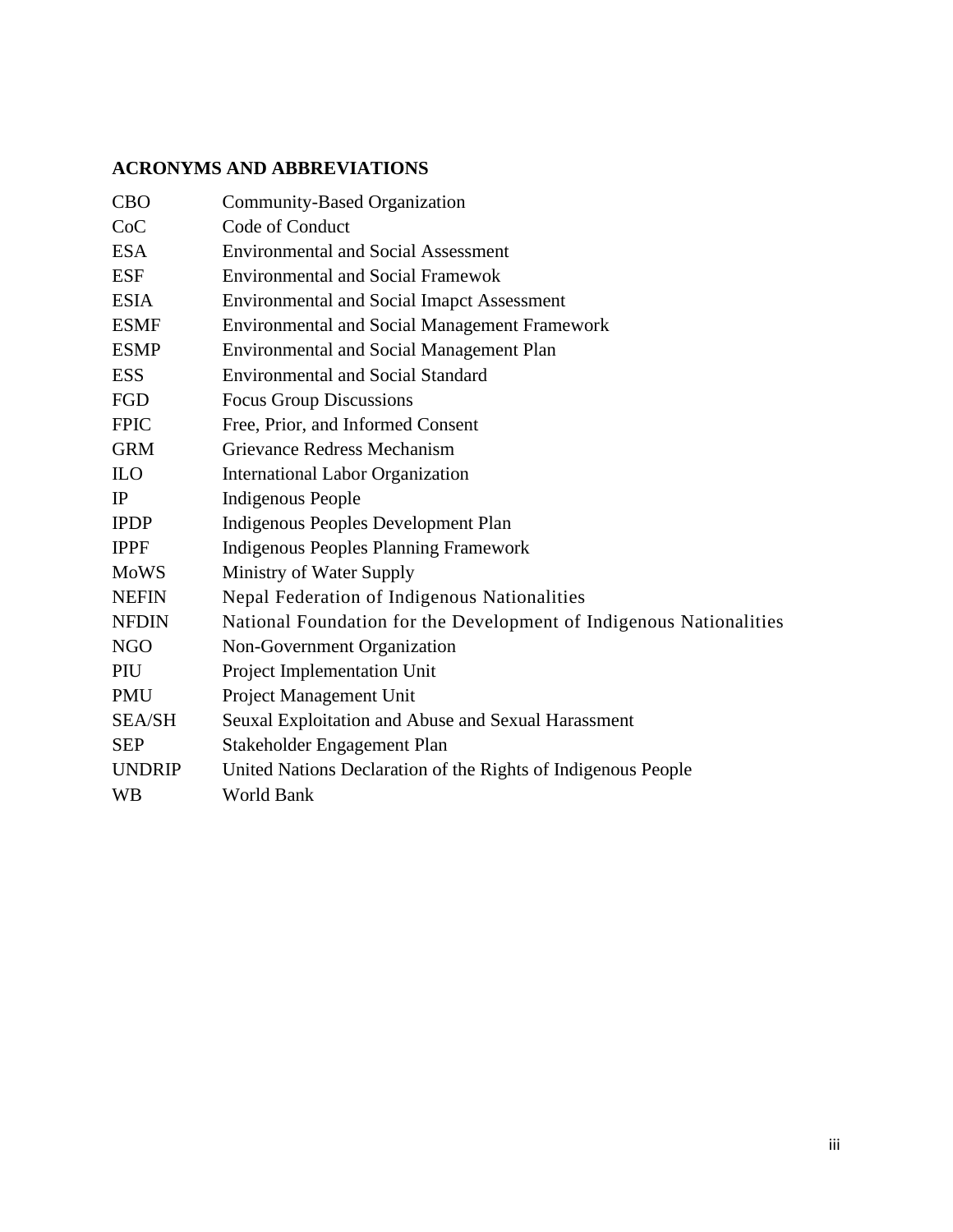## ACRONYMS AND ABBREVIATIONS

| | |
|---|---|
| CBO | Community-Based Organization |
| CoC | Code of Conduct |
| ESA | Environmental and Social Assessment |
| ESF | Environmental and Social Framewok |
| ESIA | Environmental and Social Imapct Assessment |
| ESMF | Environmental and Social Management Framework |
| ESMP | Environmental and Social Management Plan |
| ESS | Environmental and Social Standard |
| FGD | Focus Group Discussions |
| FPIC | Free, Prior, and Informed Consent |
| GRM | Grievance Redress Mechanism |
| ILO | International Labor Organization |
| IP | Indigenous People |
| IPDP | Indigenous Peoples Development Plan |
| IPPF | Indigenous Peoples Planning Framework |
| MoWS | Ministry of Water Supply |
| NEFIN | Nepal Federation of Indigenous Nationalities |
| NFDIN | National Foundation for the Development of Indigenous Nationalities |
| NGO | Non-Government Organization |
| PIU | Project Implementation Unit |
| PMU | Project Management Unit |
| SEA/SH | Seuxal Exploitation and Abuse and Sexual Harassment |
| SEP | Stakeholder Engagement Plan |
| UNDRIP | United Nations Declaration of the Rights of Indigenous People |
| WB | World Bank |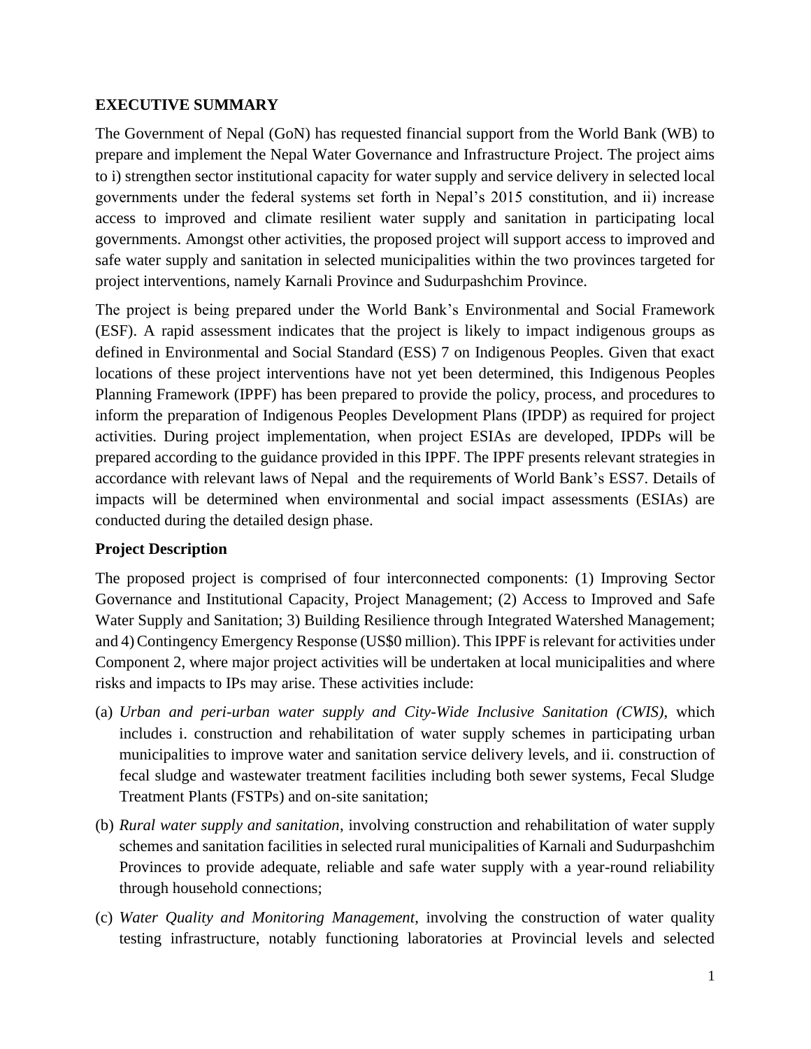## EXECUTIVE SUMMARY

The Government of Nepal (GoN) has requested financial support from the World Bank (WB) to prepare and implement the Nepal Water Governance and Infrastructure Project. The project aims to i) strengthen sector institutional capacity for water supply and service delivery in selected local governments under the federal systems set forth in Nepal's 2015 constitution, and ii) increase access to improved and climate resilient water supply and sanitation in participating local governments. Amongst other activities, the proposed project will support access to improved and safe water supply and sanitation in selected municipalities within the two provinces targeted for project interventions, namely Karnali Province and Sudurpashchim Province.

The project is being prepared under the World Bank's Environmental and Social Framework (ESF). A rapid assessment indicates that the project is likely to impact indigenous groups as defined in Environmental and Social Standard (ESS) 7 on Indigenous Peoples. Given that exact locations of these project interventions have not yet been determined, this Indigenous Peoples Planning Framework (IPPF) has been prepared to provide the policy, process, and procedures to inform the preparation of Indigenous Peoples Development Plans (IPDP) as required for project activities. During project implementation, when project ESIAs are developed, IPDPs will be prepared according to the guidance provided in this IPPF. The IPPF presents relevant strategies in accordance with relevant laws of Nepal and the requirements of World Bank's ESS7. Details of impacts will be determined when environmental and social impact assessments (ESIAs) are conducted during the detailed design phase.

### Project Description

The proposed project is comprised of four interconnected components: (1) Improving Sector Governance and Institutional Capacity, Project Management; (2) Access to Improved and Safe Water Supply and Sanitation; 3) Building Resilience through Integrated Watershed Management; and 4) Contingency Emergency Response (US$0 million). This IPPF is relevant for activities under Component 2, where major project activities will be undertaken at local municipalities and where risks and impacts to IPs may arise. These activities include:

(a) *Urban and peri-urban water supply and City-Wide Inclusive Sanitation (CWIS)*, which includes i. construction and rehabilitation of water supply schemes in participating urban municipalities to improve water and sanitation service delivery levels, and ii. construction of fecal sludge and wastewater treatment facilities including both sewer systems, Fecal Sludge Treatment Plants (FSTPs) and on-site sanitation;

(b) *Rural water supply and sanitation*, involving construction and rehabilitation of water supply schemes and sanitation facilities in selected rural municipalities of Karnali and Sudurpashchim Provinces to provide adequate, reliable and safe water supply with a year-round reliability through household connections;

(c) *Water Quality and Monitoring Management*, involving the construction of water quality testing infrastructure, notably functioning laboratories at Provincial levels and selected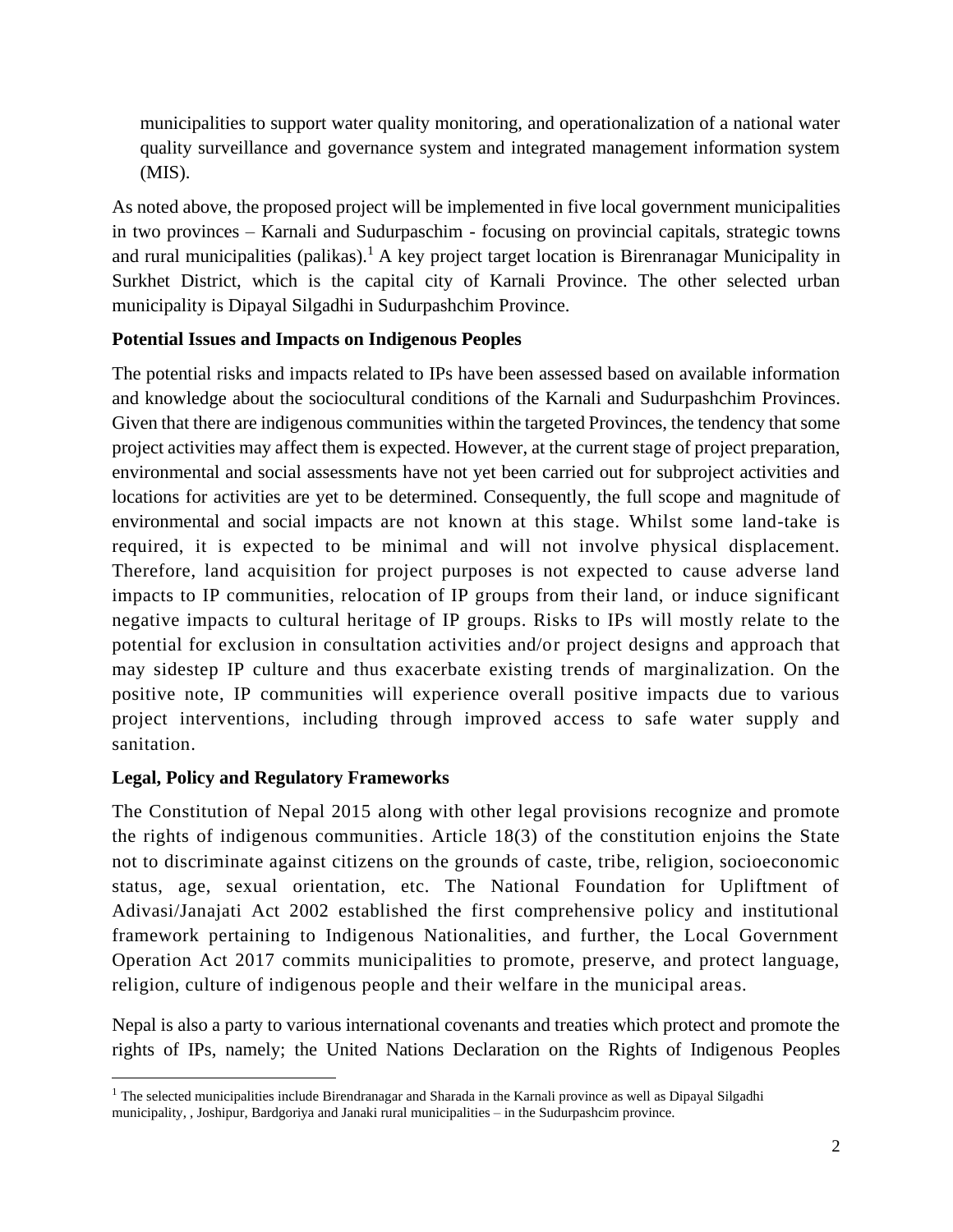municipalities to support water quality monitoring, and operationalization of a national water quality surveillance and governance system and integrated management information system (MIS).

As noted above, the proposed project will be implemented in five local government municipalities in two provinces – Karnali and Sudurpaschim - focusing on provincial capitals, strategic towns and rural municipalities (palikas).[1] A key project target location is Birenranagar Municipality in Surkhet District, which is the capital city of Karnali Province. The other selected urban municipality is Dipayal Silgadhi in Sudurpashchim Province.

**Potential Issues and Impacts on Indigenous Peoples**

The potential risks and impacts related to IPs have been assessed based on available information and knowledge about the sociocultural conditions of the Karnali and Sudurpashchim Provinces. Given that there are indigenous communities within the targeted Provinces, the tendency that some project activities may affect them is expected. However, at the current stage of project preparation, environmental and social assessments have not yet been carried out for subproject activities and locations for activities are yet to be determined. Consequently, the full scope and magnitude of environmental and social impacts are not known at this stage. Whilst some land-take is required, it is expected to be minimal and will not involve physical displacement. Therefore, land acquisition for project purposes is not expected to cause adverse land impacts to IP communities, relocation of IP groups from their land, or induce significant negative impacts to cultural heritage of IP groups. Risks to IPs will mostly relate to the potential for exclusion in consultation activities and/or project designs and approach that may sidestep IP culture and thus exacerbate existing trends of marginalization. On the positive note, IP communities will experience overall positive impacts due to various project interventions, including through improved access to safe water supply and sanitation.

**Legal, Policy and Regulatory Frameworks**

The Constitution of Nepal 2015 along with other legal provisions recognize and promote the rights of indigenous communities. Article 18(3) of the constitution enjoins the State not to discriminate against citizens on the grounds of caste, tribe, religion, socioeconomic status, age, sexual orientation, etc. The National Foundation for Upliftment of Adivasi/Janajati Act 2002 established the first comprehensive policy and institutional framework pertaining to Indigenous Nationalities, and further, the Local Government Operation Act 2017 commits municipalities to promote, preserve, and protect language, religion, culture of indigenous people and their welfare in the municipal areas.

Nepal is also a party to various international covenants and treaties which protect and promote the rights of IPs, namely; the United Nations Declaration on the Rights of Indigenous Peoples

---

[1] The selected municipalities include Birendranagar and Sharada in the Karnali province as well as Dipayal Silgadhi municipality, , Joshipur, Bardgoriya and Janaki rural municipalities – in the Sudurpashcim province.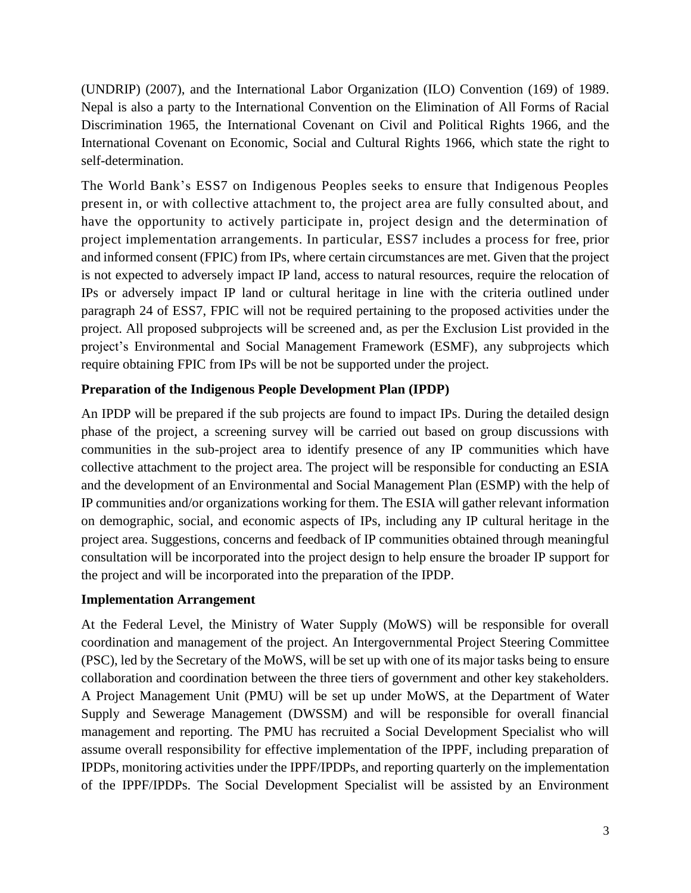(UNDRIP) (2007), and the International Labor Organization (ILO) Convention (169) of 1989. Nepal is also a party to the International Convention on the Elimination of All Forms of Racial Discrimination 1965, the International Covenant on Civil and Political Rights 1966, and the International Covenant on Economic, Social and Cultural Rights 1966, which state the right to self-determination.

The World Bank's ESS7 on Indigenous Peoples seeks to ensure that Indigenous Peoples present in, or with collective attachment to, the project area are fully consulted about, and have the opportunity to actively participate in, project design and the determination of project implementation arrangements. In particular, ESS7 includes a process for free, prior and informed consent (FPIC) from IPs, where certain circumstances are met. Given that the project is not expected to adversely impact IP land, access to natural resources, require the relocation of IPs or adversely impact IP land or cultural heritage in line with the criteria outlined under paragraph 24 of ESS7, FPIC will not be required pertaining to the proposed activities under the project. All proposed subprojects will be screened and, as per the Exclusion List provided in the project's Environmental and Social Management Framework (ESMF), any subprojects which require obtaining FPIC from IPs will be not be supported under the project.

**Preparation of the Indigenous People Development Plan (IPDP)**

An IPDP will be prepared if the sub projects are found to impact IPs. During the detailed design phase of the project, a screening survey will be carried out based on group discussions with communities in the sub-project area to identify presence of any IP communities which have collective attachment to the project area. The project will be responsible for conducting an ESIA and the development of an Environmental and Social Management Plan (ESMP) with the help of IP communities and/or organizations working for them. The ESIA will gather relevant information on demographic, social, and economic aspects of IPs, including any IP cultural heritage in the project area. Suggestions, concerns and feedback of IP communities obtained through meaningful consultation will be incorporated into the project design to help ensure the broader IP support for the project and will be incorporated into the preparation of the IPDP.

**Implementation Arrangement**

At the Federal Level, the Ministry of Water Supply (MoWS) will be responsible for overall coordination and management of the project. An Intergovernmental Project Steering Committee (PSC), led by the Secretary of the MoWS, will be set up with one of its major tasks being to ensure collaboration and coordination between the three tiers of government and other key stakeholders. A Project Management Unit (PMU) will be set up under MoWS, at the Department of Water Supply and Sewerage Management (DWSSM) and will be responsible for overall financial management and reporting. The PMU has recruited a Social Development Specialist who will assume overall responsibility for effective implementation of the IPPF, including preparation of IPDPs, monitoring activities under the IPPF/IPDPs, and reporting quarterly on the implementation of the IPPF/IPDPs. The Social Development Specialist will be assisted by an Environment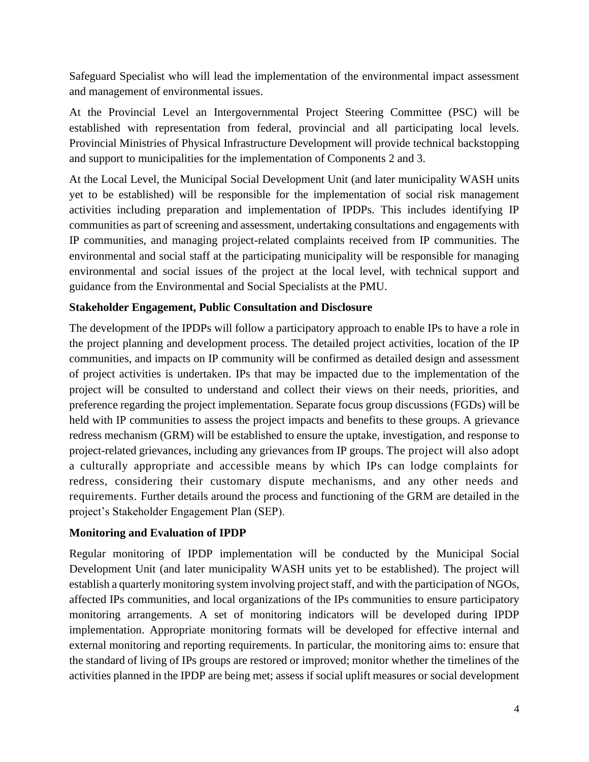Safeguard Specialist who will lead the implementation of the environmental impact assessment and management of environmental issues.

At the Provincial Level an Intergovernmental Project Steering Committee (PSC) will be established with representation from federal, provincial and all participating local levels. Provincial Ministries of Physical Infrastructure Development will provide technical backstopping and support to municipalities for the implementation of Components 2 and 3.

At the Local Level, the Municipal Social Development Unit (and later municipality WASH units yet to be established) will be responsible for the implementation of social risk management activities including preparation and implementation of IPDPs. This includes identifying IP communities as part of screening and assessment, undertaking consultations and engagements with IP communities, and managing project-related complaints received from IP communities. The environmental and social staff at the participating municipality will be responsible for managing environmental and social issues of the project at the local level, with technical support and guidance from the Environmental and Social Specialists at the PMU.

**Stakeholder Engagement, Public Consultation and Disclosure**

The development of the IPDPs will follow a participatory approach to enable IPs to have a role in the project planning and development process. The detailed project activities, location of the IP communities, and impacts on IP community will be confirmed as detailed design and assessment of project activities is undertaken. IPs that may be impacted due to the implementation of the project will be consulted to understand and collect their views on their needs, priorities, and preference regarding the project implementation. Separate focus group discussions (FGDs) will be held with IP communities to assess the project impacts and benefits to these groups. A grievance redress mechanism (GRM) will be established to ensure the uptake, investigation, and response to project-related grievances, including any grievances from IP groups. The project will also adopt a culturally appropriate and accessible means by which IPs can lodge complaints for redress, considering their customary dispute mechanisms, and any other needs and requirements. Further details around the process and functioning of the GRM are detailed in the project's Stakeholder Engagement Plan (SEP).

**Monitoring and Evaluation of IPDP**

Regular monitoring of IPDP implementation will be conducted by the Municipal Social Development Unit (and later municipality WASH units yet to be established). The project will establish a quarterly monitoring system involving project staff, and with the participation of NGOs, affected IPs communities, and local organizations of the IPs communities to ensure participatory monitoring arrangements. A set of monitoring indicators will be developed during IPDP implementation. Appropriate monitoring formats will be developed for effective internal and external monitoring and reporting requirements. In particular, the monitoring aims to: ensure that the standard of living of IPs groups are restored or improved; monitor whether the timelines of the activities planned in the IPDP are being met; assess if social uplift measures or social development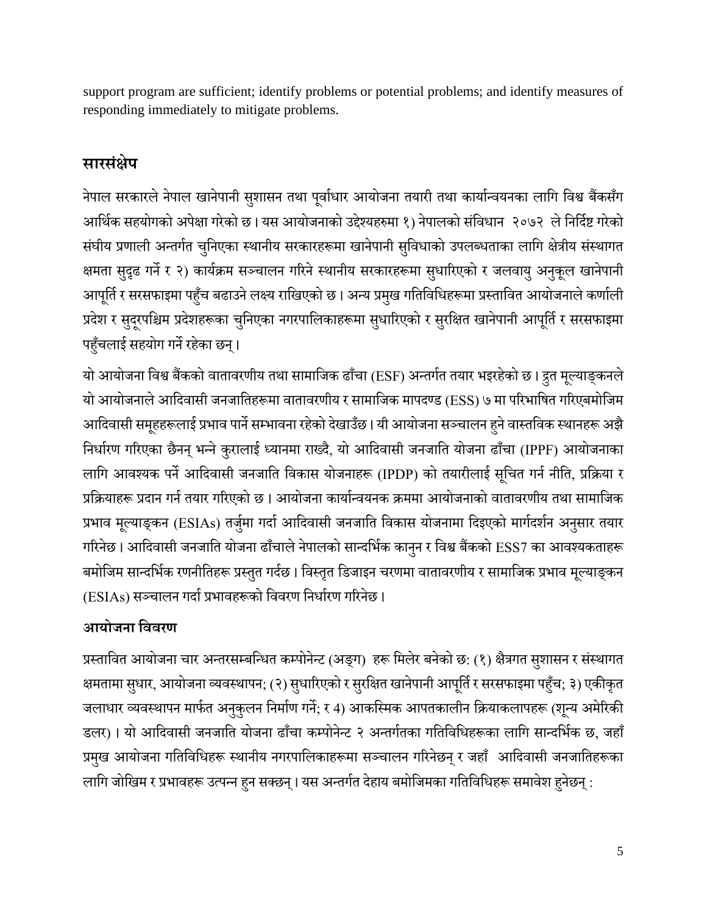support program are sufficient; identify problems or potential problems; and identify measures of responding immediately to mitigate problems.

## सारसंक्षेप

नेपाल सरकारले नेपाल खानेपानी सुशासन तथा पूर्वाधार आयोजना तयारी तथा कार्यान्वयनका लागि विश्व बैंकसँग आर्थिक सहयोगको अपेक्षा गरेको छ। यस आयोजनाको उद्देश्यहरुमा १) नेपालको संविधान २०७२ ले निर्दिष्ट गरेको संघीय प्रणाली अन्तर्गत चुनिएका स्थानीय सरकारहरूमा खानेपानी सुविधाको उपलब्धताका लागि क्षेत्रीय संस्थागत क्षमता सुदृढ गर्ने र २) कार्यक्रम सञ्चालन गरिने स्थानीय सरकारहरूमा सुधारिएको र जलवायु अनुकूल खानेपानी आपूर्ति र सरसफाइमा पहुँच बढाउने लक्ष्य राखिएको छ। अन्य प्रमुख गतिविधिहरूमा प्रस्तावित आयोजनाले कर्णाली प्रदेश र सुदूरपश्चिम प्रदेशहरूका चुनिएका नगरपालिकाहरूमा सुधारिएको र सुरक्षित खानेपानी आपूर्ति र सरसफाइमा पहुँचलाई सहयोग गर्ने रहेका छन्।

यो आयोजना विश्व बैंकको वातावरणीय तथा सामाजिक ढाँचा (ESF) अन्तर्गत तयार भइरहेको छ। द्रुत मूल्याङ्कनले यो आयोजनाले आदिवासी जनजातिहरूमा वातावरणीय र सामाजिक मापदण्ड (ESS) ७ मा परिभाषित गरिएबमोजिम आदिवासी समूहहरूलाई प्रभाव पार्ने सम्भावना रहेको देखाउँछ। यी आयोजना सञ्चालन हुने वास्तविक स्थानहरू अझै निर्धारण गरिएका छैनन् भन्ने कुरालाई ध्यानमा राख्दै, यो आदिवासी जनजाति योजना ढाँचा (IPPF) आयोजनाका लागि आवश्यक पर्ने आदिवासी जनजाति विकास योजनाहरू (IPDP) को तयारीलाई सूचित गर्न नीति, प्रक्रिया र प्रक्रियाहरू प्रदान गर्न तयार गरिएको छ। आयोजना कार्यान्वयनक क्रममा आयोजनाको वातावरणीय तथा सामाजिक प्रभाव मूल्याङ्कन (ESIAs) तर्जुमा गर्दा आदिवासी जनजाति विकास योजनामा दिइएको मार्गदर्शन अनुसार तयार गरिनेछ। आदिवासी जनजाति योजना ढाँचाले नेपालको सान्दर्भिक कानुन र विश्व बैंकको ESS7 का आवश्यकताहरू बमोजिम सान्दर्भिक रणनीतिहरू प्रस्तुत गर्दछ। विस्तृत डिजाइन चरणमा वातावरणीय र सामाजिक प्रभाव मूल्याङ्कन (ESIAs) सञ्चालन गर्दा प्रभावहरूको विवरण निर्धारण गरिनेछ।

### आयोजना विवरण

प्रस्तावित आयोजना चार अन्तरसम्बन्धित कम्पोनेन्ट (अङ्ग) हरू मिलेर बनेको छ: (१) क्षेत्रगत सुशासन र संस्थागत क्षमतामा सुधार, आयोजना व्यवस्थापन; (२) सुधारिएको र सुरक्षित खानेपानी आपूर्ति र सरसफाइमा पहुँच; ३) एकीकृत जलाधार व्यवस्थापन मार्फत अनुकुलन निर्माण गर्ने; र 4) आकस्मिक आपतकालीन क्रियाकलापहरू (शून्य अमेरिकी डलर)। यो आदिवासी जनजाति योजना ढाँचा कम्पोनेन्ट २ अन्तर्गतका गतिविधिहरूका लागि सान्दर्भिक छ, जहाँ प्रमुख आयोजना गतिविधिहरू स्थानीय नगरपालिकाहरूमा सञ्चालन गरिनेछन् र जहाँ आदिवासी जनजातिहरूका लागि जोखिम र प्रभावहरू उत्पन्न हुन सक्छन्। यस अन्तर्गत देहाय बमोजिमका गतिविधिहरू समावेश हुनेछन् :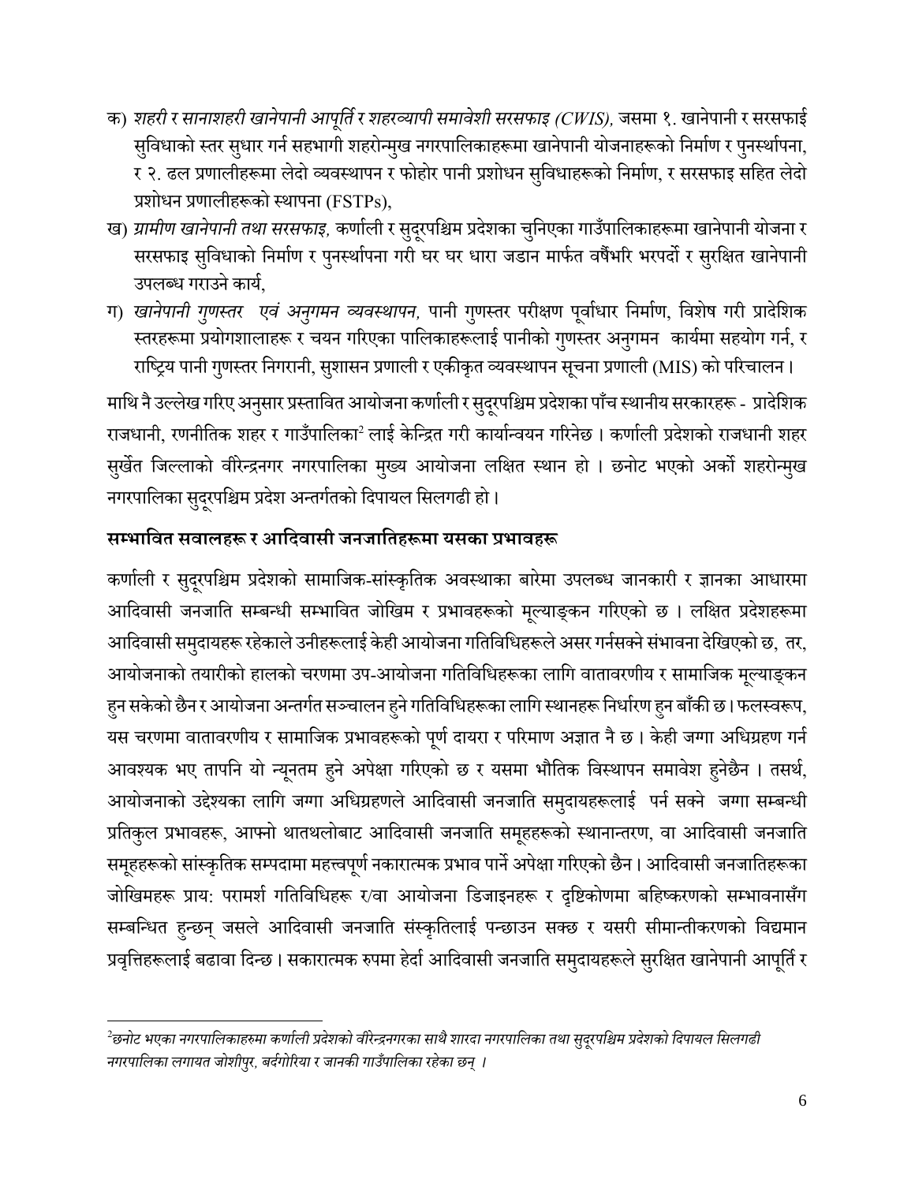क) *शहरी र सानाशहरी खानेपानी आपूर्ति र शहरव्यापी समावेशी सरसफाइ (CWIS),* जसमा १. खानेपानी र सरसफाई सुविधाको स्तर सुधार गर्न सहभागी शहरोन्मुख नगरपालिकाहरूमा खानेपानी योजनाहरूको निर्माण र पुनर्स्थापना, र २. ढल प्रणालीहरूमा लेदो व्यवस्थापन र फोहोर पानी प्रशोधन सुविधाहरूको निर्माण, र सरसफाइ सहित लेदो प्रशोधन प्रणालीहरूको स्थापना (FSTPs),

ख) *ग्रामीण खानेपानी तथा सरसफाइ,* कर्णाली र सुदूरपश्चिम प्रदेशका चुनिएका गाउँपालिकाहरूमा खानेपानी योजना र सरसफाइ सुविधाको निर्माण र पुनर्स्थापना गरी घर घर धारा जडान मार्फत वर्षैंभरि भरपर्दो र सुरक्षित खानेपानी उपलब्ध गराउने कार्य,

ग) *खानेपानी गुणस्तर एवं अनुगमन व्यवस्थापन,* पानी गुणस्तर परीक्षण पूर्वाधार निर्माण, विशेष गरी प्रादेशिक स्तरहरूमा प्रयोगशालाहरू र चयन गरिएका पालिकाहरूलाई पानीको गुणस्तर अनुगमन कार्यमा सहयोग गर्न, र राष्ट्रिय पानी गुणस्तर निगरानी, सुशासन प्रणाली र एकीकृत व्यवस्थापन सूचना प्रणाली (MIS) को परिचालन।

माथि नै उल्लेख गरिए अनुसार प्रस्तावित आयोजना कर्णाली र सुदूरपश्चिम प्रदेशका पाँच स्थानीय सरकारहरू - प्रादेशिक राजधानी, रणनीतिक शहर र गाउँपालिका[2] लाई केन्द्रित गरी कार्यान्वयन गरिनेछ। कर्णाली प्रदेशको राजधानी शहर सुर्खेत जिल्लाको वीरेन्द्रनगर नगरपालिका मुख्य आयोजना लक्षित स्थान हो। छनोट भएको अर्को शहरोन्मुख नगरपालिका सुदूरपश्चिम प्रदेश अन्तर्गतको दिपायल सिलगढी हो।

## सम्भावित सवालहरू र आदिवासी जनजातिहरूमा यसका प्रभावहरू

कर्णाली र सुदूरपश्चिम प्रदेशको सामाजिक-सांस्कृतिक अवस्थाका बारेमा उपलब्ध जानकारी र ज्ञानका आधारमा आदिवासी जनजाति सम्बन्धी सम्भावित जोखिम र प्रभावहरूको मूल्याङ्कन गरिएको छ। लक्षित प्रदेशहरूमा आदिवासी समुदायहरू रहेकाले उनीहरूलाई केही आयोजना गतिविधिहरूले असर गर्नसक्ने संभावना देखिएको छ, तर, आयोजनाको तयारीको हालको चरणमा उप-आयोजना गतिविधिहरूका लागि वातावरणीय र सामाजिक मूल्याङ्कन हुन सकेको छैन र आयोजना अन्तर्गत सञ्चालन हुने गतिविधिहरूका लागि स्थानहरू निर्धारण हुन बाँकी छ। फलस्वरूप, यस चरणमा वातावरणीय र सामाजिक प्रभावहरूको पूर्ण दायरा र परिमाण अज्ञात नै छ। केही जग्गा अधिग्रहण गर्न आवश्यक भए तापनि यो न्यूनतम हुने अपेक्षा गरिएको छ र यसमा भौतिक विस्थापन समावेश हुनेछैन। तसर्थ, आयोजनाको उद्देश्यका लागि जग्गा अधिग्रहणले आदिवासी जनजाति समुदायहरूलाई पर्न सक्ने जग्गा सम्बन्धी प्रतिकुल प्रभावहरू, आफ्नो थातथलोबाट आदिवासी जनजाति समूहहरूको स्थानान्तरण, वा आदिवासी जनजाति समूहहरूको सांस्कृतिक सम्पदामा महत्त्वपूर्ण नकारात्मक प्रभाव पार्ने अपेक्षा गरिएको छैन। आदिवासी जनजातिहरूका जोखिमहरू प्राय: परामर्श गतिविधिहरू र/वा आयोजना डिजाइनहरू र दृष्टिकोणमा बहिष्करणको सम्भावनासँग सम्बन्धित हुन्छन् जसले आदिवासी जनजाति संस्कृतिलाई पन्छाउन सक्छ र यसरी सीमान्तीकरणको विद्यमान प्रवृत्तिहरूलाई बढावा दिन्छ। सकारात्मक रुपमा हेर्दा आदिवासी जनजाति समुदायहरूले सुरक्षित खानेपानी आपूर्ति र

---

[2] *छनोट भएका नगरपालिकाहरुमा कर्णाली प्रदेशको वीरेन्द्रनगरका साथै शारदा नगरपालिका तथा सुदूरपश्चिम प्रदेशको दिपायल सिलगढी नगरपालिका लगायत जोशीपुर, बर्दगोरिया र जानकी गाउँपालिका रहेका छन्।*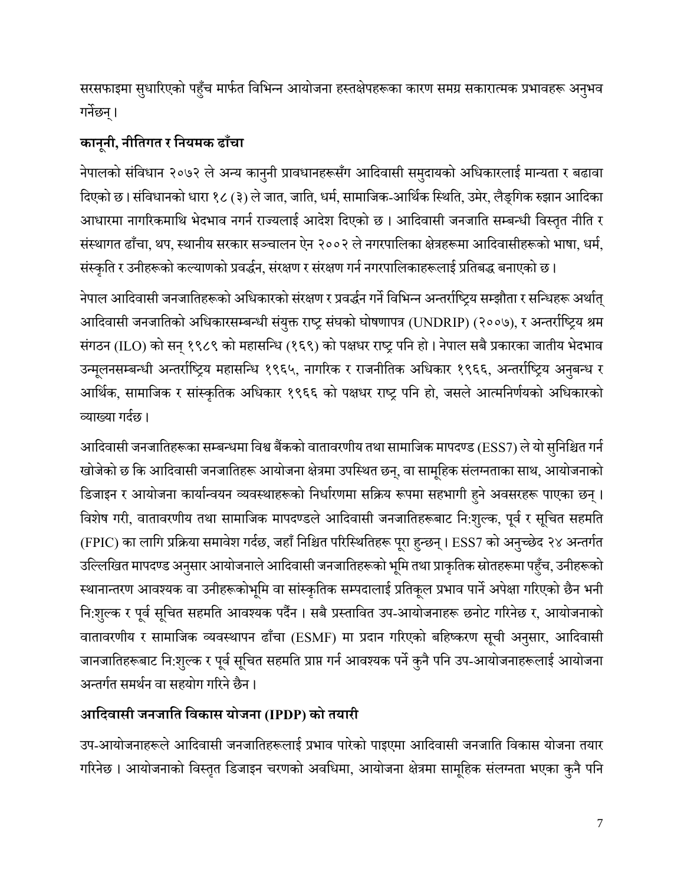सरसफाइमा सुधारिएको पहुँच मार्फत विभिन्न आयोजना हस्तक्षेपहरूका कारण समग्र सकारात्मक प्रभावहरू अनुभव गर्नेछन्।

## कानूनी, नीतिगत र नियमक ढाँचा

नेपालको संविधान २०७२ ले अन्य कानुनी प्रावधानहरूसँग आदिवासी समुदायको अधिकारलाई मान्यता र बढावा दिएको छ। संविधानको धारा १८ (३) ले जात, जाति, धर्म, सामाजिक-आर्थिक स्थिति, उमेर, लैङ्गिक रुझान आदिका आधारमा नागरिकमाथि भेदभाव नगर्न राज्यलाई आदेश दिएको छ। आदिवासी जनजाति सम्बन्धी विस्तृत नीति र संस्थागत ढाँचा, थप, स्थानीय सरकार सञ्चालन ऐन २००२ ले नगरपालिका क्षेत्रहरूमा आदिवासीहरूको भाषा, धर्म, संस्कृति र उनीहरूको कल्याणको प्रवर्द्धन, संरक्षण र संरक्षण गर्न नगरपालिकाहरूलाई प्रतिबद्ध बनाएको छ।

नेपाल आदिवासी जनजातिहरूको अधिकारको संरक्षण र प्रवर्द्धन गर्ने विभिन्न अन्तर्राष्ट्रिय सम्झौता र सन्धिहरू अर्थात् आदिवासी जनजातिको अधिकारसम्बन्धी संयुक्त राष्ट्र संघको घोषणापत्र (UNDRIP) (२००७), र अन्तर्राष्ट्रिय श्रम संगठन (ILO) को सन् १९८९ को महासन्धि (१६९) को पक्षधर राष्ट्र पनि हो। नेपाल सबै प्रकारका जातीय भेदभाव उन्मूलनसम्बन्धी अन्तर्राष्ट्रिय महासन्धि १९६५, नागरिक र राजनीतिक अधिकार १९६६, अन्तर्राष्ट्रिय अनुबन्ध र आर्थिक, सामाजिक र सांस्कृतिक अधिकार १९६६ को पक्षधर राष्ट्र पनि हो, जसले आत्मनिर्णयको अधिकारको व्याख्या गर्दछ।

आदिवासी जनजातिहरूका सम्बन्धमा विश्व बैंकको वातावरणीय तथा सामाजिक मापदण्ड (ESS7) ले यो सुनिश्चित गर्न खोजेको छ कि आदिवासी जनजातिहरू आयोजना क्षेत्रमा उपस्थित छन्, वा सामूहिक संलग्नताका साथ, आयोजनाको डिजाइन र आयोजना कार्यान्वयन व्यवस्थाहरूको निर्धारणमा सक्रिय रूपमा सहभागी हुने अवसरहरू पाएका छन्। विशेष गरी, वातावरणीय तथा सामाजिक मापदण्डले आदिवासी जनजातिहरूबाट नि:शुल्क, पूर्व र सूचित सहमति (FPIC) का लागि प्रक्रिया समावेश गर्दछ, जहाँ निश्चित परिस्थितिहरू पूरा हुन्छन्। ESS7 को अनुच्छेद २४ अन्तर्गत उल्लिखित मापदण्ड अनुसार आयोजनाले आदिवासी जनजातिहरूको भूमि तथा प्राकृतिक स्रोतहरूमा पहुँच, उनीहरूको स्थानान्तरण आवश्यक वा उनीहरूकोभूमि वा सांस्कृतिक सम्पदालाई प्रतिकूल प्रभाव पार्ने अपेक्षा गरिएको छैन भनी नि:शुल्क र पूर्व सूचित सहमति आवश्यक पर्दैन। सबै प्रस्तावित उप-आयोजनाहरू छनोट गरिनेछ र, आयोजनाको वातावरणीय र सामाजिक व्यवस्थापन ढाँचा (ESMF) मा प्रदान गरिएको बहिष्करण सूची अनुसार, आदिवासी जानजातिहरूबाट नि:शुल्क र पूर्व सूचित सहमति प्राप्त गर्न आवश्यक पर्ने कुनै पनि उप-आयोजनाहरूलाई आयोजना अन्तर्गत समर्थन वा सहयोग गरिने छैन।

## आदिवासी जनजाति विकास योजना (IPDP) को तयारी

उप-आयोजनाहरूले आदिवासी जनजातिहरूलाई प्रभाव पारेको पाइएमा आदिवासी जनजाति विकास योजना तयार गरिनेछ। आयोजनाको विस्तृत डिजाइन चरणको अवधिमा, आयोजना क्षेत्रमा सामूहिक संलग्नता भएका कुनै पनि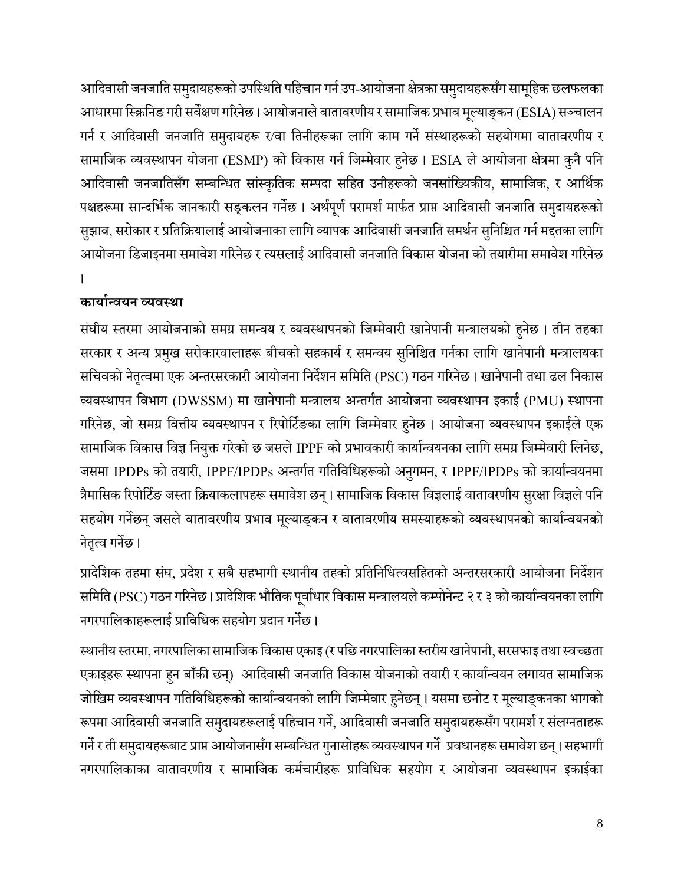आदिवासी जनजाति समुदायहरूको उपस्थिति पहिचान गर्न उप-आयोजना क्षेत्रका समुदायहरूसँग सामूहिक छलफलका आधारमा स्क्रिनिङ गरी सर्वेक्षण गरिनेछ। आयोजनाले वातावरणीय र सामाजिक प्रभाव मूल्याङ्कन (ESIA) सञ्चालन गर्न र आदिवासी जनजाति समुदायहरू र/वा तिनीहरूका लागि काम गर्ने संस्थाहरूको सहयोगमा वातावरणीय र सामाजिक व्यवस्थापन योजना (ESMP) को विकास गर्न जिम्मेवार हुनेछ । ESIA ले आयोजना क्षेत्रमा कुनै पनि आदिवासी जनजातिसँग सम्बन्धित सांस्कृतिक सम्पदा सहित उनीहरूको जनसांख्यिकीय, सामाजिक, र आर्थिक पक्षहरूमा सान्दर्भिक जानकारी सङ्कलन गर्नेछ । अर्थपूर्ण परामर्श मार्फत प्राप्त आदिवासी जनजाति समुदायहरूको सुझाव, सरोकार र प्रतिक्रियालाई आयोजनाका लागि व्यापक आदिवासी जनजाति समर्थन सुनिश्चित गर्न मद्दतका लागि आयोजना डिजाइनमा समावेश गरिनेछ र त्यसलाई आदिवासी जनजाति विकास योजना को तयारीमा समावेश गरिनेछ ।

**कार्यान्वयन व्यवस्था**

संघीय स्तरमा आयोजनाको समग्र समन्वय र व्यवस्थापनको जिम्मेवारी खानेपानी मन्त्रालयको हुनेछ । तीन तहका सरकार र अन्य प्रमुख सरोकारवालाहरू बीचको सहकार्य र समन्वय सुनिश्चित गर्नका लागि खानेपानी मन्त्रालयका सचिवको नेतृत्वमा एक अन्तरसरकारी आयोजना निर्देशन समिति (PSC) गठन गरिनेछ। खानेपानी तथा ढल निकास व्यवस्थापन विभाग (DWSSM) मा खानेपानी मन्त्रालय अन्तर्गत आयोजना व्यवस्थापन इकाई (PMU) स्थापना गरिनेछ, जो समग्र वित्तीय व्यवस्थापन र रिपोर्टिङका लागि जिम्मेवार हुनेछ । आयोजना व्यवस्थापन इकाईले एक सामाजिक विकास विज्ञ नियुक्त गरेको छ जसले IPPF को प्रभावकारी कार्यान्वयनका लागि समग्र जिम्मेवारी लिनेछ, जसमा IPDPs को तयारी, IPPF/IPDPs अन्तर्गत गतिविधिहरूको अनुगमन, र IPPF/IPDPs को कार्यान्वयनमा त्रैमासिक रिपोर्टिङ जस्ता क्रियाकलापहरू समावेश छन्। सामाजिक विकास विज्ञलाई वातावरणीय सुरक्षा विज्ञले पनि सहयोग गर्नेछन् जसले वातावरणीय प्रभाव मूल्याङ्कन र वातावरणीय समस्याहरूको व्यवस्थापनको कार्यान्वयनको नेतृत्व गर्नेछ।

प्रादेशिक तहमा संघ, प्रदेश र सबै सहभागी स्थानीय तहको प्रतिनिधित्वसहितको अन्तरसरकारी आयोजना निर्देशन समिति (PSC) गठन गरिनेछ। प्रादेशिक भौतिक पूर्वाधार विकास मन्त्रालयले कम्पोनेन्ट २ र ३ को कार्यान्वयनका लागि नगरपालिकाहरूलाई प्राविधिक सहयोग प्रदान गर्नेछ।

स्थानीय स्तरमा, नगरपालिका सामाजिक विकास एकाइ (र पछि नगरपालिका स्तरीय खानेपानी, सरसफाइ तथा स्वच्छता एकाइहरू स्थापना हुन बाँकी छन्) आदिवासी जनजाति विकास योजनाको तयारी र कार्यान्वयन लगायत सामाजिक जोखिम व्यवस्थापन गतिविधिहरूको कार्यान्वयनको लागि जिम्मेवार हुनेछन्। यसमा छनोट र मूल्याङ्कनका भागको रूपमा आदिवासी जनजाति समुदायहरूलाई पहिचान गर्ने, आदिवासी जनजाति समुदायहरूसँग परामर्श र संलग्नताहरू गर्ने र ती समुदायहरूबाट प्राप्त आयोजनासँग सम्बन्धित गुनासोहरू व्यवस्थापन गर्ने प्रवधानहरू समावेश छन्। सहभागी नगरपालिकाका वातावरणीय र सामाजिक कर्मचारीहरू प्राविधिक सहयोग र आयोजना व्यवस्थापन इकाईका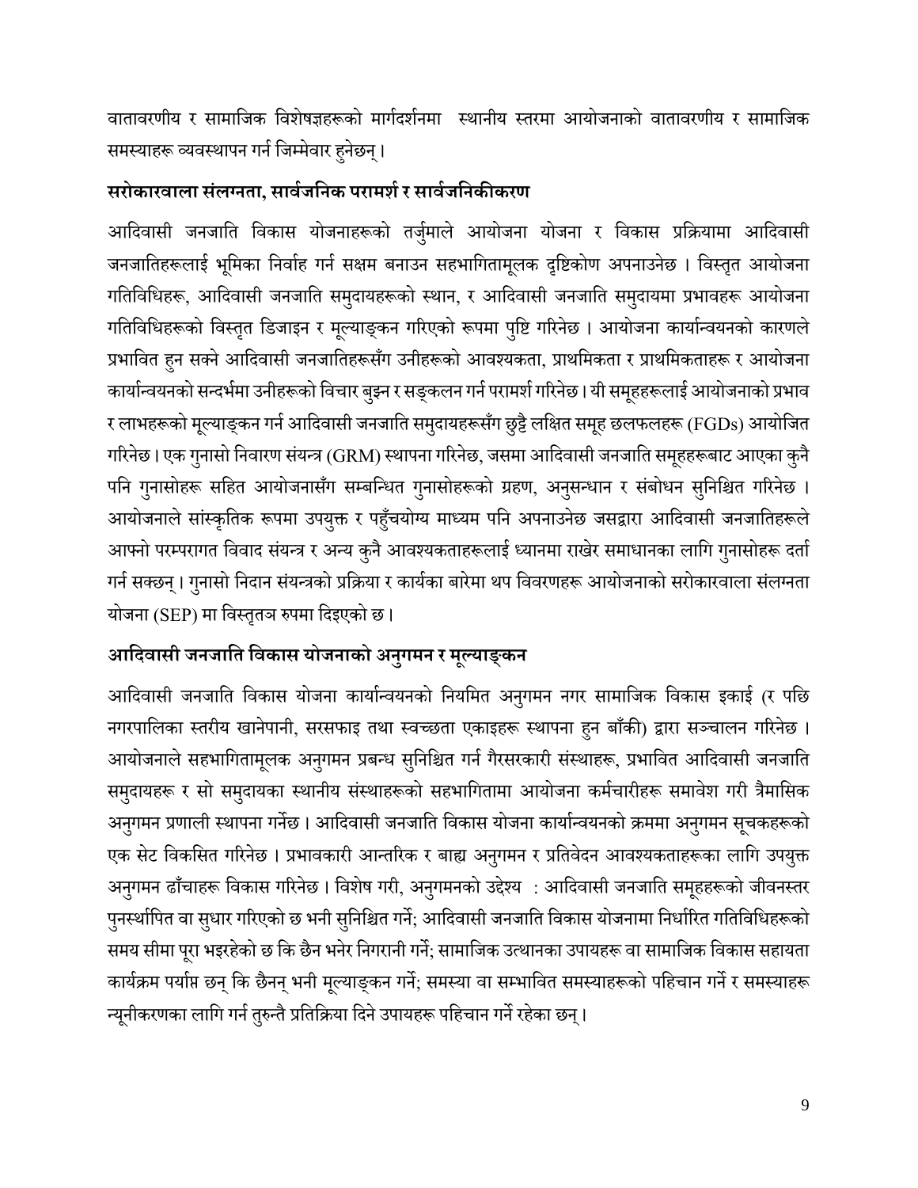वातावरणीय र सामाजिक विशेषज्ञहरूको मार्गदर्शनमा  स्थानीय स्तरमा आयोजनाको वातावरणीय र सामाजिक समस्याहरू व्यवस्थापन गर्न जिम्मेवार हुनेछन्।

## सरोकारवाला संलग्नता, सार्वजनिक परामर्श र सार्वजनिकीकरण

आदिवासी जनजाति विकास योजनाहरूको तर्जुमाले आयोजना योजना र विकास प्रक्रियामा आदिवासी जनजातिहरूलाई भूमिका निर्वाह गर्न सक्षम बनाउन सहभागितामूलक दृष्टिकोण अपनाउनेछ । विस्तृत आयोजना गतिविधिहरू, आदिवासी जनजाति समुदायहरूको स्थान, र आदिवासी जनजाति समुदायमा प्रभावहरू आयोजना गतिविधिहरूको विस्तृत डिजाइन र मूल्याङ्कन गरिएको रूपमा पुष्टि गरिनेछ । आयोजना कार्यान्वयनको कारणले प्रभावित हुन सक्ने आदिवासी जनजातिहरूसँग उनीहरूको आवश्यकता, प्राथमिकता र प्राथमिकताहरू र आयोजना कार्यान्वयनको सन्दर्भमा उनीहरूको विचार बुझ्न र सङ्कलन गर्न परामर्श गरिनेछ। यी समूहहरूलाई आयोजनाको प्रभाव र लाभहरूको मूल्याङ्कन गर्न आदिवासी जनजाति समुदायहरूसँग छुट्टै लक्षित समूह छलफलहरू (FGDs) आयोजित गरिनेछ। एक गुनासो निवारण संयन्त्र (GRM) स्थापना गरिनेछ, जसमा आदिवासी जनजाति समूहहरूबाट आएका कुनै पनि गुनासोहरू सहित आयोजनासँग सम्बन्धित गुनासोहरूको ग्रहण, अनुसन्धान र संबोधन सुनिश्चित गरिनेछ । आयोजनाले सांस्कृतिक रूपमा उपयुक्त र पहुँचयोग्य माध्यम पनि अपनाउनेछ जसद्वारा आदिवासी जनजातिहरूले आफ्नो परम्परागत विवाद संयन्त्र र अन्य कुनै आवश्यकताहरूलाई ध्यानमा राखेर समाधानका लागि गुनासोहरू दर्ता गर्न सक्छन्। गुनासो निदान संयन्त्रको प्रक्रिया र कार्यका बारेमा थप विवरणहरू आयोजनाको सरोकारवाला संलग्नता योजना (SEP) मा विस्तृतत्र रुपमा दिइएको छ।

## आदिवासी जनजाति विकास योजनाको अनुगमन र मूल्याङ्कन

आदिवासी जनजाति विकास योजना कार्यान्वयनको नियमित अनुगमन नगर सामाजिक विकास इकाई (र पछि नगरपालिका स्तरीय खानेपानी, सरसफाइ तथा स्वच्छता एकाइहरू स्थापना हुन बाँकी) द्वारा सञ्चालन गरिनेछ । आयोजनाले सहभागितामूलक अनुगमन प्रबन्ध सुनिश्चित गर्न गैरसरकारी संस्थाहरू, प्रभावित आदिवासी जनजाति समुदायहरू र सो समुदायका स्थानीय संस्थाहरूको सहभागितामा आयोजना कर्मचारीहरू समावेश गरी त्रैमासिक अनुगमन प्रणाली स्थापना गर्नेछ। आदिवासी जनजाति विकास योजना कार्यान्वयनको क्रममा अनुगमन सूचकहरूको एक सेट विकसित गरिनेछ। प्रभावकारी आन्तरिक र बाह्य अनुगमन र प्रतिवेदन आवश्यकताहरूका लागि उपयुक्त अनुगमन ढाँचाहरू विकास गरिनेछ। विशेष गरी, अनुगमनको उद्देश्य  : आदिवासी जनजाति समूहहरूको जीवनस्तर पुनर्स्थापित वा सुधार गरिएको छ भनी सुनिश्चित गर्ने; आदिवासी जनजाति विकास योजनामा निर्धारित गतिविधिहरूको समय सीमा पूरा भइरहेको छ कि छैन भनेर निगरानी गर्ने; सामाजिक उत्थानका उपायहरू वा सामाजिक विकास सहायता कार्यक्रम पर्याप्त छन् कि छैनन् भनी मूल्याङ्कन गर्ने; समस्या वा सम्भावित समस्याहरूको पहिचान गर्ने र समस्याहरू न्यूनीकरणका लागि गर्न तुरुन्तै प्रतिक्रिया दिने उपायहरू पहिचान गर्ने रहेका छन्।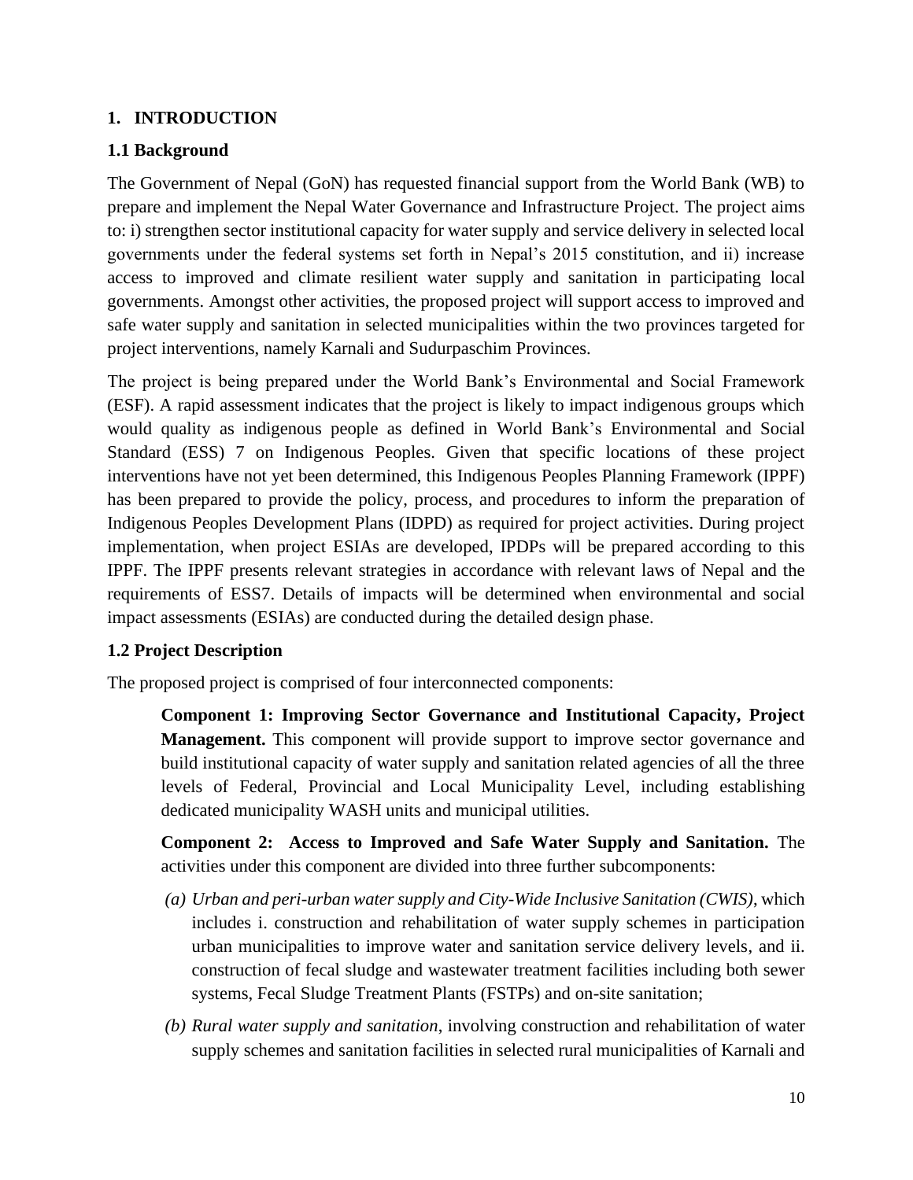# 1. INTRODUCTION

## 1.1 Background

The Government of Nepal (GoN) has requested financial support from the World Bank (WB) to prepare and implement the Nepal Water Governance and Infrastructure Project. The project aims to: i) strengthen sector institutional capacity for water supply and service delivery in selected local governments under the federal systems set forth in Nepal's 2015 constitution, and ii) increase access to improved and climate resilient water supply and sanitation in participating local governments. Amongst other activities, the proposed project will support access to improved and safe water supply and sanitation in selected municipalities within the two provinces targeted for project interventions, namely Karnali and Sudurpaschim Provinces.

The project is being prepared under the World Bank's Environmental and Social Framework (ESF). A rapid assessment indicates that the project is likely to impact indigenous groups which would quality as indigenous people as defined in World Bank's Environmental and Social Standard (ESS) 7 on Indigenous Peoples. Given that specific locations of these project interventions have not yet been determined, this Indigenous Peoples Planning Framework (IPPF) has been prepared to provide the policy, process, and procedures to inform the preparation of Indigenous Peoples Development Plans (IDPD) as required for project activities. During project implementation, when project ESIAs are developed, IPDPs will be prepared according to this IPPF. The IPPF presents relevant strategies in accordance with relevant laws of Nepal and the requirements of ESS7. Details of impacts will be determined when environmental and social impact assessments (ESIAs) are conducted during the detailed design phase.

## 1.2 Project Description

The proposed project is comprised of four interconnected components:

**Component 1: Improving Sector Governance and Institutional Capacity, Project Management.** This component will provide support to improve sector governance and build institutional capacity of water supply and sanitation related agencies of all the three levels of Federal, Provincial and Local Municipality Level, including establishing dedicated municipality WASH units and municipal utilities.

**Component 2: Access to Improved and Safe Water Supply and Sanitation.** The activities under this component are divided into three further subcomponents:

(a) *Urban and peri-urban water supply and City-Wide Inclusive Sanitation (CWIS)*, which includes i. construction and rehabilitation of water supply schemes in participation urban municipalities to improve water and sanitation service delivery levels, and ii. construction of fecal sludge and wastewater treatment facilities including both sewer systems, Fecal Sludge Treatment Plants (FSTPs) and on-site sanitation;

(b) *Rural water supply and sanitation*, involving construction and rehabilitation of water supply schemes and sanitation facilities in selected rural municipalities of Karnali and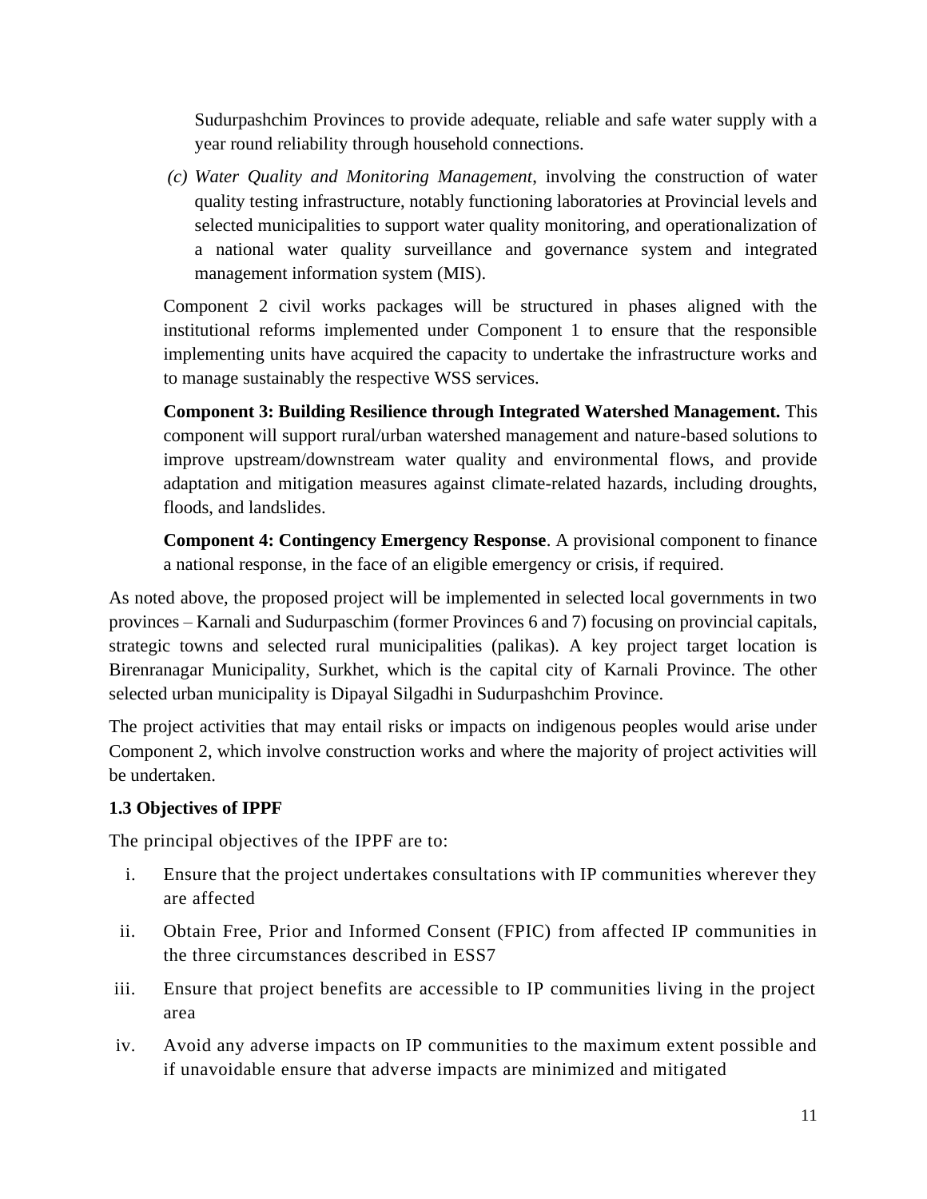Sudurpashchim Provinces to provide adequate, reliable and safe water supply with a year round reliability through household connections.

(c) *Water Quality and Monitoring Management*, involving the construction of water quality testing infrastructure, notably functioning laboratories at Provincial levels and selected municipalities to support water quality monitoring, and operationalization of a national water quality surveillance and governance system and integrated management information system (MIS).

Component 2 civil works packages will be structured in phases aligned with the institutional reforms implemented under Component 1 to ensure that the responsible implementing units have acquired the capacity to undertake the infrastructure works and to manage sustainably the respective WSS services.

**Component 3: Building Resilience through Integrated Watershed Management.** This component will support rural/urban watershed management and nature-based solutions to improve upstream/downstream water quality and environmental flows, and provide adaptation and mitigation measures against climate-related hazards, including droughts, floods, and landslides.

**Component 4: Contingency Emergency Response**. A provisional component to finance a national response, in the face of an eligible emergency or crisis, if required.

As noted above, the proposed project will be implemented in selected local governments in two provinces – Karnali and Sudurpaschim (former Provinces 6 and 7) focusing on provincial capitals, strategic towns and selected rural municipalities (palikas). A key project target location is Birenranagar Municipality, Surkhet, which is the capital city of Karnali Province. The other selected urban municipality is Dipayal Silgadhi in Sudurpashchim Province.

The project activities that may entail risks or impacts on indigenous peoples would arise under Component 2, which involve construction works and where the majority of project activities will be undertaken.

### 1.3 Objectives of IPPF

The principal objectives of the IPPF are to:

i. Ensure that the project undertakes consultations with IP communities wherever they are affected
ii. Obtain Free, Prior and Informed Consent (FPIC) from affected IP communities in the three circumstances described in ESS7
iii. Ensure that project benefits are accessible to IP communities living in the project area
iv. Avoid any adverse impacts on IP communities to the maximum extent possible and if unavoidable ensure that adverse impacts are minimized and mitigated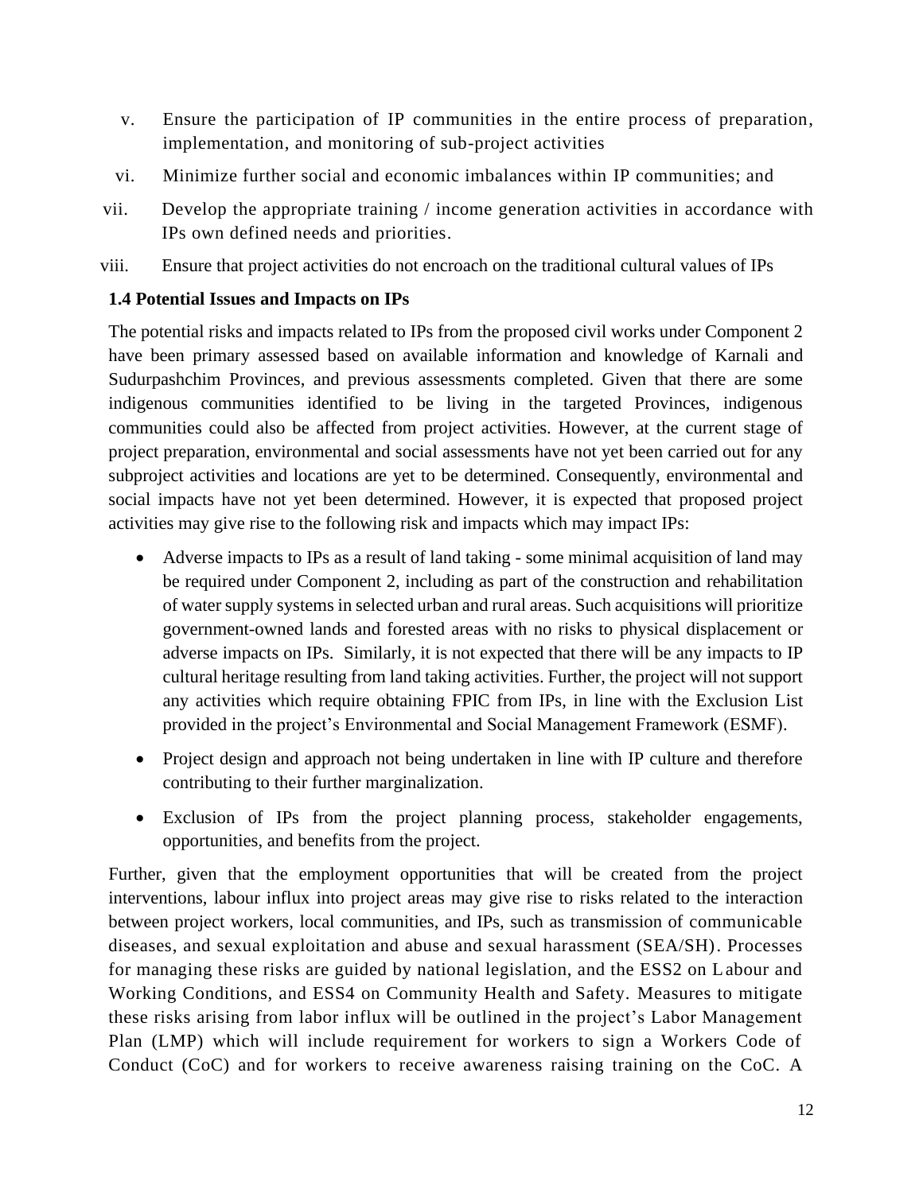v. Ensure the participation of IP communities in the entire process of preparation, implementation, and monitoring of sub-project activities

vi. Minimize further social and economic imbalances within IP communities; and

vii. Develop the appropriate training / income generation activities in accordance with IPs own defined needs and priorities.

viii. Ensure that project activities do not encroach on the traditional cultural values of IPs

### 1.4 Potential Issues and Impacts on IPs

The potential risks and impacts related to IPs from the proposed civil works under Component 2 have been primary assessed based on available information and knowledge of Karnali and Sudurpashchim Provinces, and previous assessments completed. Given that there are some indigenous communities identified to be living in the targeted Provinces, indigenous communities could also be affected from project activities. However, at the current stage of project preparation, environmental and social assessments have not yet been carried out for any subproject activities and locations are yet to be determined. Consequently, environmental and social impacts have not yet been determined. However, it is expected that proposed project activities may give rise to the following risk and impacts which may impact IPs:

- Adverse impacts to IPs as a result of land taking - some minimal acquisition of land may be required under Component 2, including as part of the construction and rehabilitation of water supply systems in selected urban and rural areas. Such acquisitions will prioritize government-owned lands and forested areas with no risks to physical displacement or adverse impacts on IPs. Similarly, it is not expected that there will be any impacts to IP cultural heritage resulting from land taking activities. Further, the project will not support any activities which require obtaining FPIC from IPs, in line with the Exclusion List provided in the project's Environmental and Social Management Framework (ESMF).
- Project design and approach not being undertaken in line with IP culture and therefore contributing to their further marginalization.
- Exclusion of IPs from the project planning process, stakeholder engagements, opportunities, and benefits from the project.

Further, given that the employment opportunities that will be created from the project interventions, labour influx into project areas may give rise to risks related to the interaction between project workers, local communities, and IPs, such as transmission of communicable diseases, and sexual exploitation and abuse and sexual harassment (SEA/SH). Processes for managing these risks are guided by national legislation, and the ESS2 on Labour and Working Conditions, and ESS4 on Community Health and Safety. Measures to mitigate these risks arising from labor influx will be outlined in the project's Labor Management Plan (LMP) which will include requirement for workers to sign a Workers Code of Conduct (CoC) and for workers to receive awareness raising training on the CoC. A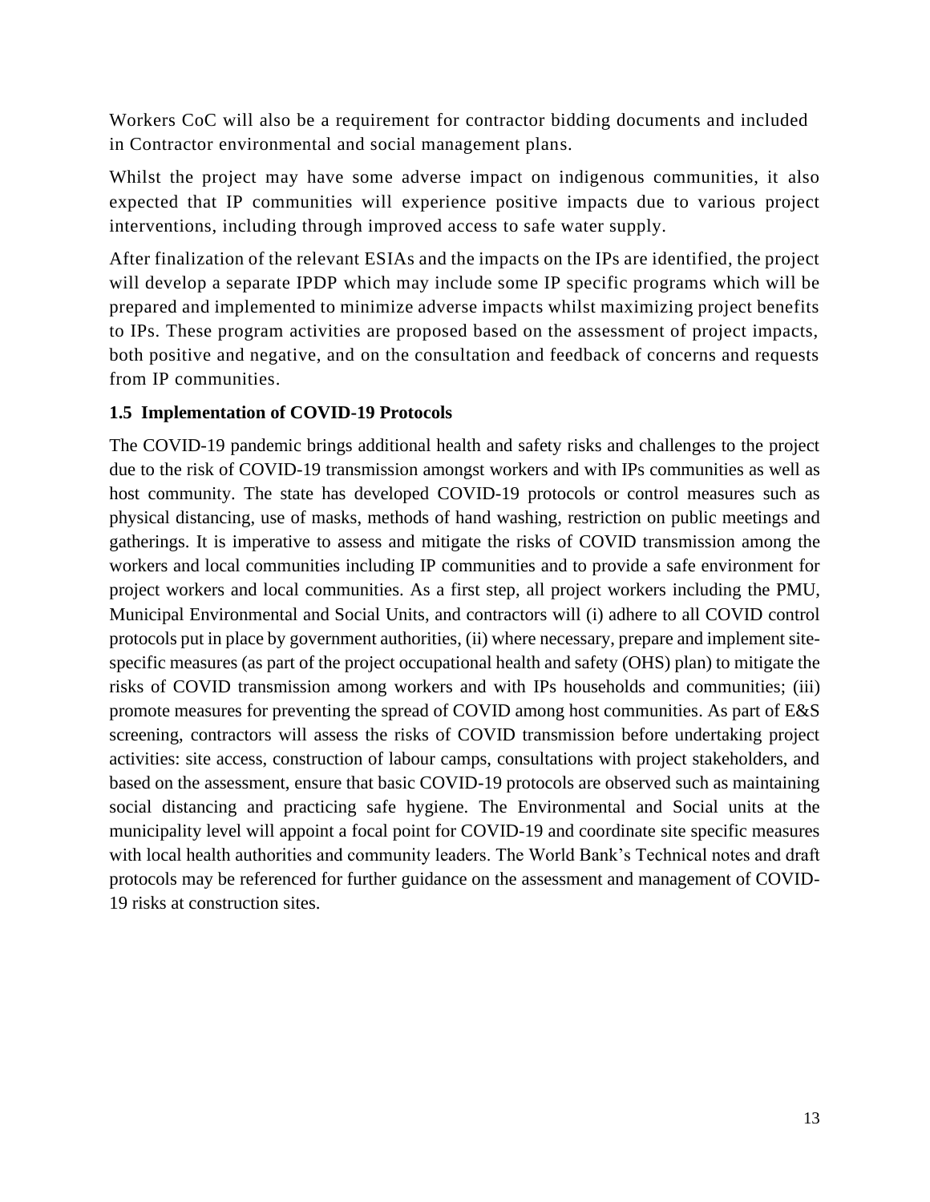Workers CoC will also be a requirement for contractor bidding documents and included in Contractor environmental and social management plans.

Whilst the project may have some adverse impact on indigenous communities, it also expected that IP communities will experience positive impacts due to various project interventions, including through improved access to safe water supply.

After finalization of the relevant ESIAs and the impacts on the IPs are identified, the project will develop a separate IPDP which may include some IP specific programs which will be prepared and implemented to minimize adverse impacts whilst maximizing project benefits to IPs. These program activities are proposed based on the assessment of project impacts, both positive and negative, and on the consultation and feedback of concerns and requests from IP communities.

### 1.5 Implementation of COVID-19 Protocols

The COVID-19 pandemic brings additional health and safety risks and challenges to the project due to the risk of COVID-19 transmission amongst workers and with IPs communities as well as host community. The state has developed COVID-19 protocols or control measures such as physical distancing, use of masks, methods of hand washing, restriction on public meetings and gatherings. It is imperative to assess and mitigate the risks of COVID transmission among the workers and local communities including IP communities and to provide a safe environment for project workers and local communities. As a first step, all project workers including the PMU, Municipal Environmental and Social Units, and contractors will (i) adhere to all COVID control protocols put in place by government authorities, (ii) where necessary, prepare and implement site-specific measures (as part of the project occupational health and safety (OHS) plan) to mitigate the risks of COVID transmission among workers and with IPs households and communities; (iii) promote measures for preventing the spread of COVID among host communities. As part of E&S screening, contractors will assess the risks of COVID transmission before undertaking project activities: site access, construction of labour camps, consultations with project stakeholders, and based on the assessment, ensure that basic COVID-19 protocols are observed such as maintaining social distancing and practicing safe hygiene. The Environmental and Social units at the municipality level will appoint a focal point for COVID-19 and coordinate site specific measures with local health authorities and community leaders. The World Bank's Technical notes and draft protocols may be referenced for further guidance on the assessment and management of COVID-19 risks at construction sites.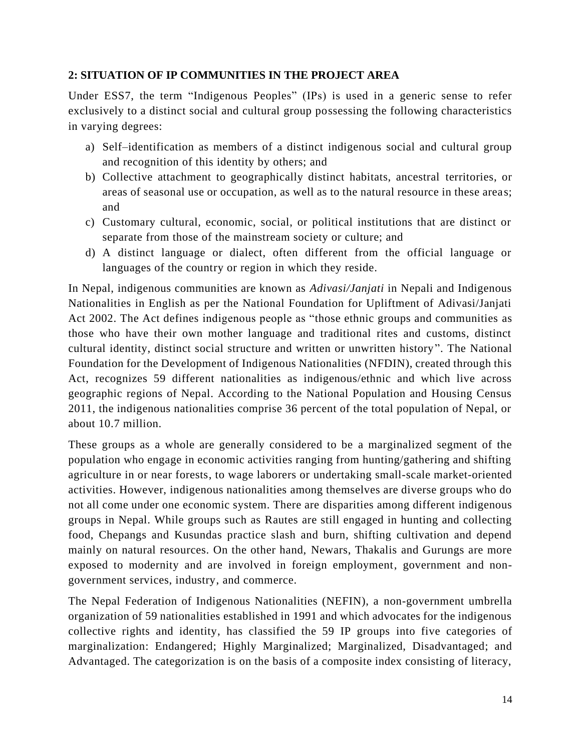## 2: SITUATION OF IP COMMUNITIES IN THE PROJECT AREA

Under ESS7, the term "Indigenous Peoples" (IPs) is used in a generic sense to refer exclusively to a distinct social and cultural group possessing the following characteristics in varying degrees:

a) Self–identification as members of a distinct indigenous social and cultural group and recognition of this identity by others; and
b) Collective attachment to geographically distinct habitats, ancestral territories, or areas of seasonal use or occupation, as well as to the natural resource in these areas; and
c) Customary cultural, economic, social, or political institutions that are distinct or separate from those of the mainstream society or culture; and
d) A distinct language or dialect, often different from the official language or languages of the country or region in which they reside.

In Nepal, indigenous communities are known as *Adivasi/Janjati* in Nepali and Indigenous Nationalities in English as per the National Foundation for Upliftment of Adivasi/Janjati Act 2002. The Act defines indigenous people as "those ethnic groups and communities as those who have their own mother language and traditional rites and customs, distinct cultural identity, distinct social structure and written or unwritten history". The National Foundation for the Development of Indigenous Nationalities (NFDIN), created through this Act, recognizes 59 different nationalities as indigenous/ethnic and which live across geographic regions of Nepal. According to the National Population and Housing Census 2011, the indigenous nationalities comprise 36 percent of the total population of Nepal, or about 10.7 million.

These groups as a whole are generally considered to be a marginalized segment of the population who engage in economic activities ranging from hunting/gathering and shifting agriculture in or near forests, to wage laborers or undertaking small-scale market-oriented activities. However, indigenous nationalities among themselves are diverse groups who do not all come under one economic system. There are disparities among different indigenous groups in Nepal. While groups such as Rautes are still engaged in hunting and collecting food, Chepangs and Kusundas practice slash and burn, shifting cultivation and depend mainly on natural resources. On the other hand, Newars, Thakalis and Gurungs are more exposed to modernity and are involved in foreign employment, government and non-government services, industry, and commerce.

The Nepal Federation of Indigenous Nationalities (NEFIN), a non-government umbrella organization of 59 nationalities established in 1991 and which advocates for the indigenous collective rights and identity, has classified the 59 IP groups into five categories of marginalization: Endangered; Highly Marginalized; Marginalized, Disadvantaged; and Advantaged. The categorization is on the basis of a composite index consisting of literacy,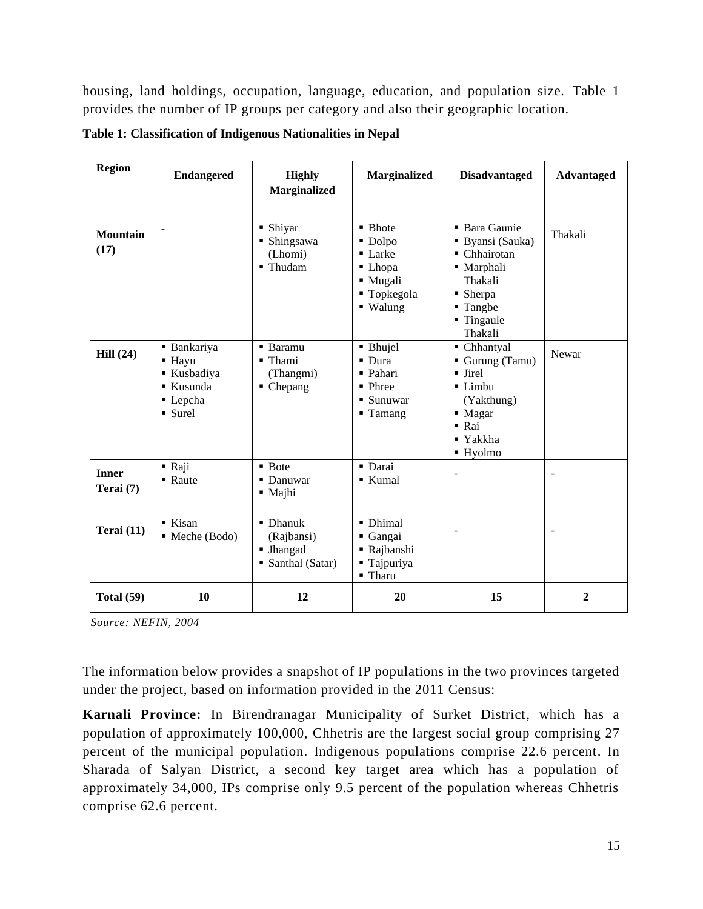housing, land holdings, occupation, language, education, and population size. Table 1 provides the number of IP groups per category and also their geographic location.

**Table 1: Classification of Indigenous Nationalities in Nepal**

| Region | Endangered | Highly Marginalized | Marginalized | Disadvantaged | Advantaged |
|---|---|---|---|---|---|
| **Mountain (17)** | - | ▪ Shiyar<br>▪ Shingsawa (Lhomi)<br>▪ Thudam | ▪ Bhote<br>▪ Dolpo<br>▪ Larke<br>▪ Lhopa<br>▪ Mugali<br>▪ Topkegola<br>▪ Walung | ▪ Bara Gaunie<br>▪ Byansi (Sauka)<br>▪ Chhairotan<br>▪ Marphali Thakali<br>▪ Sherpa<br>▪ Tangbe<br>▪ Tingaule Thakali | Thakali |
| **Hill (24)** | ▪ Bankariya<br>▪ Hayu<br>▪ Kusbadiya<br>▪ Kusunda<br>▪ Lepcha<br>▪ Surel | ▪ Baramu<br>▪ Thami (Thangmi)<br>▪ Chepang | ▪ Bhujel<br>▪ Dura<br>▪ Pahari<br>▪ Phree<br>▪ Sunuwar<br>▪ Tamang | ▪ Chhantyal<br>▪ Gurung (Tamu)<br>▪ Jirel<br>▪ Limbu (Yakthung)<br>▪ Magar<br>▪ Rai<br>▪ Yakkha<br>▪ Hyolmo | Newar |
| **Inner Terai (7)** | ▪ Raji<br>▪ Raute | ▪ Bote<br>▪ Danuwar<br>▪ Majhi | ▪ Darai<br>▪ Kumal | - | - |
| **Terai (11)** | ▪ Kisan<br>▪ Meche (Bodo) | ▪ Dhanuk (Rajbansi)<br>▪ Jhangad<br>▪ Santhal (Satar) | ▪ Dhimal<br>▪ Gangai<br>▪ Rajbanshi<br>▪ Tajpuriya<br>▪ Tharu | - | - |
| **Total (59)** | **10** | **12** | **20** | **15** | **2** |

*Source: NEFIN, 2004*

The information below provides a snapshot of IP populations in the two provinces targeted under the project, based on information provided in the 2011 Census:

**Karnali Province:** In Birendranagar Municipality of Surket District, which has a population of approximately 100,000, Chhetris are the largest social group comprising 27 percent of the municipal population. Indigenous populations comprise 22.6 percent. In Sharada of Salyan District, a second key target area which has a population of approximately 34,000, IPs comprise only 9.5 percent of the population whereas Chhetris comprise 62.6 percent.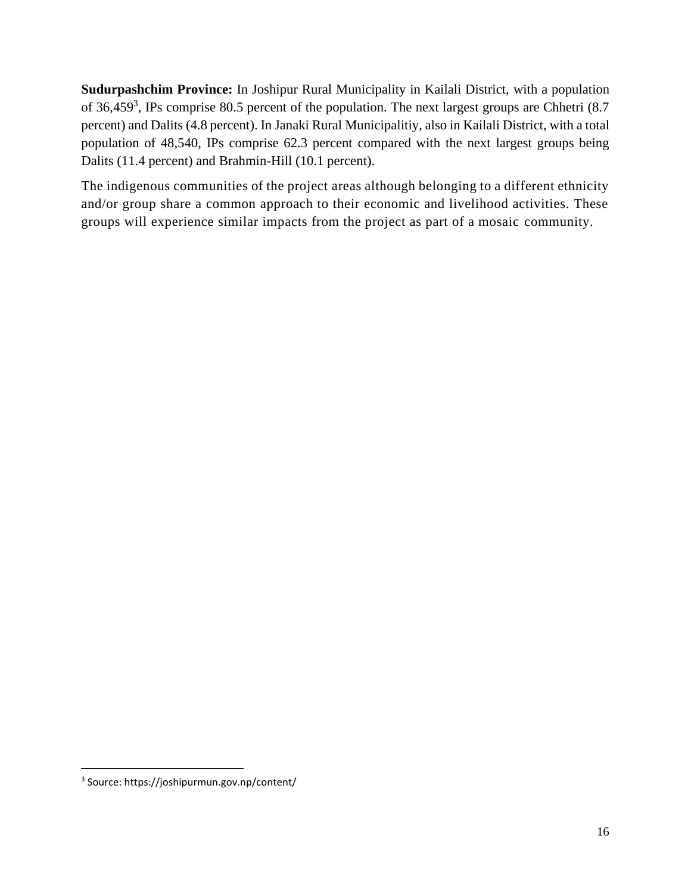**Sudurpashchim Province:** In Joshipur Rural Municipality in Kailali District, with a population of 36,459[3], IPs comprise 80.5 percent of the population. The next largest groups are Chhetri (8.7 percent) and Dalits (4.8 percent). In Janaki Rural Municipalitiy, also in Kailali District, with a total population of 48,540, IPs comprise 62.3 percent compared with the next largest groups being Dalits (11.4 percent) and Brahmin-Hill (10.1 percent).

The indigenous communities of the project areas although belonging to a different ethnicity and/or group share a common approach to their economic and livelihood activities. These groups will experience similar impacts from the project as part of a mosaic community.

[3] Source: https://joshipurmun.gov.np/content/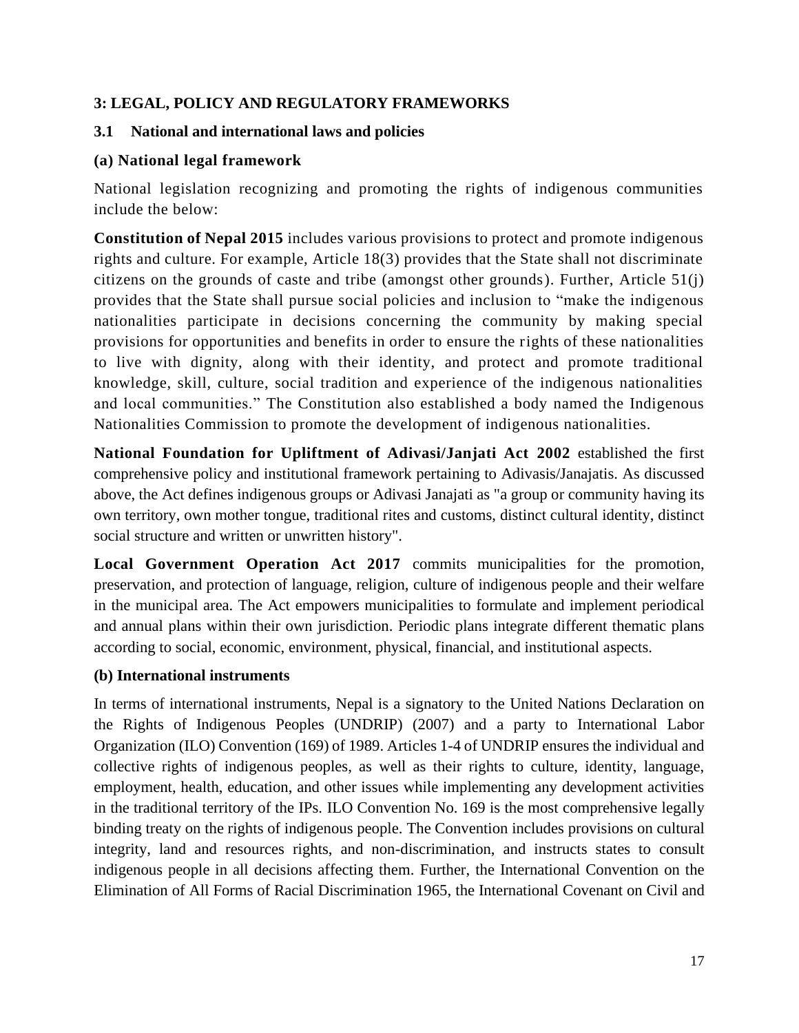## 3: LEGAL, POLICY AND REGULATORY FRAMEWORKS

### 3.1 National and international laws and policies

#### (a) National legal framework

National legislation recognizing and promoting the rights of indigenous communities include the below:

**Constitution of Nepal 2015** includes various provisions to protect and promote indigenous rights and culture. For example, Article 18(3) provides that the State shall not discriminate citizens on the grounds of caste and tribe (amongst other grounds). Further, Article 51(j) provides that the State shall pursue social policies and inclusion to "make the indigenous nationalities participate in decisions concerning the community by making special provisions for opportunities and benefits in order to ensure the rights of these nationalities to live with dignity, along with their identity, and protect and promote traditional knowledge, skill, culture, social tradition and experience of the indigenous nationalities and local communities." The Constitution also established a body named the Indigenous Nationalities Commission to promote the development of indigenous nationalities.

**National Foundation for Upliftment of Adivasi/Janjati Act 2002** established the first comprehensive policy and institutional framework pertaining to Adivasis/Janajatis. As discussed above, the Act defines indigenous groups or Adivasi Janajati as "a group or community having its own territory, own mother tongue, traditional rites and customs, distinct cultural identity, distinct social structure and written or unwritten history".

**Local Government Operation Act 2017** commits municipalities for the promotion, preservation, and protection of language, religion, culture of indigenous people and their welfare in the municipal area. The Act empowers municipalities to formulate and implement periodical and annual plans within their own jurisdiction. Periodic plans integrate different thematic plans according to social, economic, environment, physical, financial, and institutional aspects.

#### (b) International instruments

In terms of international instruments, Nepal is a signatory to the United Nations Declaration on the Rights of Indigenous Peoples (UNDRIP) (2007) and a party to International Labor Organization (ILO) Convention (169) of 1989. Articles 1-4 of UNDRIP ensures the individual and collective rights of indigenous peoples, as well as their rights to culture, identity, language, employment, health, education, and other issues while implementing any development activities in the traditional territory of the IPs. ILO Convention No. 169 is the most comprehensive legally binding treaty on the rights of indigenous people. The Convention includes provisions on cultural integrity, land and resources rights, and non-discrimination, and instructs states to consult indigenous people in all decisions affecting them. Further, the International Convention on the Elimination of All Forms of Racial Discrimination 1965, the International Covenant on Civil and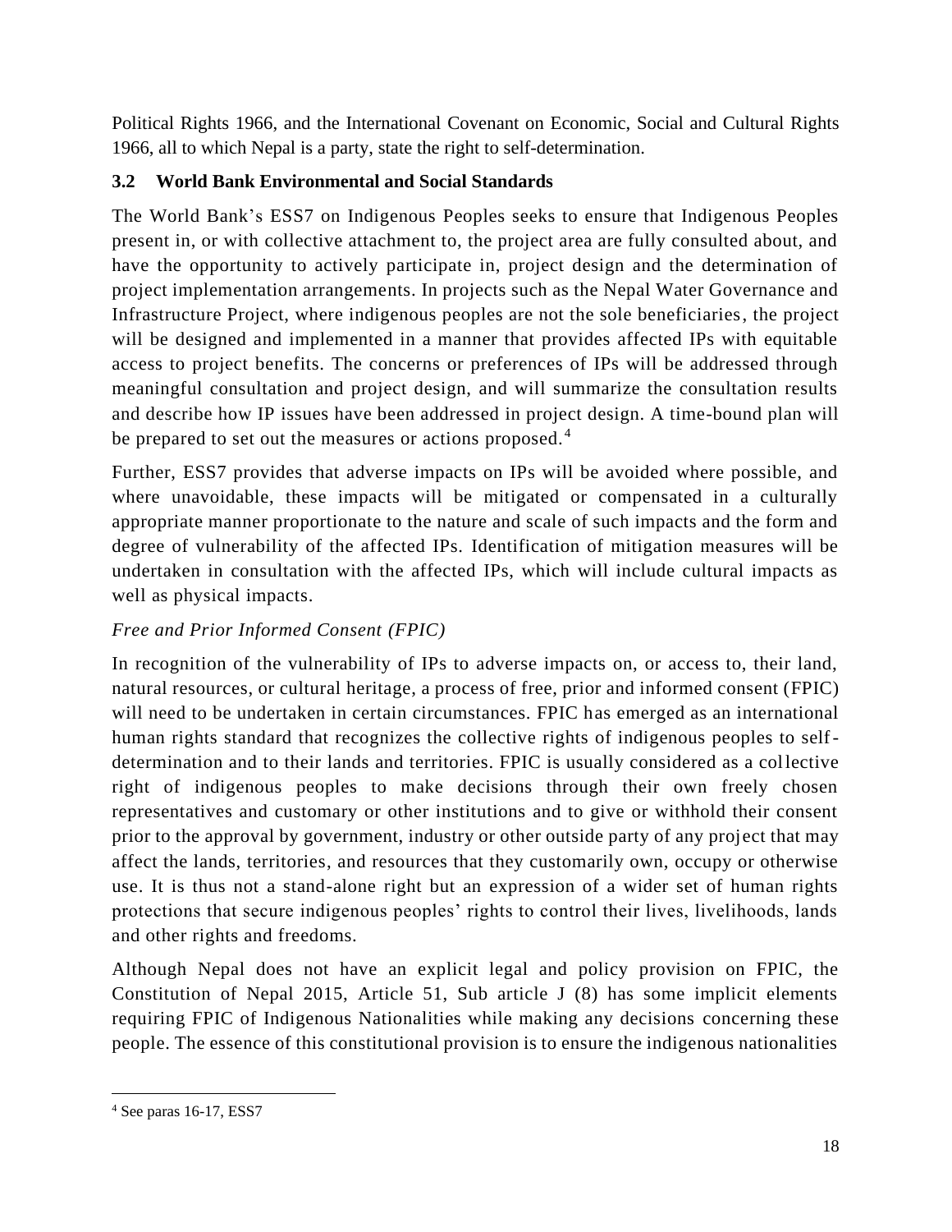Political Rights 1966, and the International Covenant on Economic, Social and Cultural Rights 1966, all to which Nepal is a party, state the right to self-determination.

### 3.2 World Bank Environmental and Social Standards

The World Bank's ESS7 on Indigenous Peoples seeks to ensure that Indigenous Peoples present in, or with collective attachment to, the project area are fully consulted about, and have the opportunity to actively participate in, project design and the determination of project implementation arrangements. In projects such as the Nepal Water Governance and Infrastructure Project, where indigenous peoples are not the sole beneficiaries, the project will be designed and implemented in a manner that provides affected IPs with equitable access to project benefits. The concerns or preferences of IPs will be addressed through meaningful consultation and project design, and will summarize the consultation results and describe how IP issues have been addressed in project design. A time-bound plan will be prepared to set out the measures or actions proposed.[4]

Further, ESS7 provides that adverse impacts on IPs will be avoided where possible, and where unavoidable, these impacts will be mitigated or compensated in a culturally appropriate manner proportionate to the nature and scale of such impacts and the form and degree of vulnerability of the affected IPs. Identification of mitigation measures will be undertaken in consultation with the affected IPs, which will include cultural impacts as well as physical impacts.

*Free and Prior Informed Consent (FPIC)*

In recognition of the vulnerability of IPs to adverse impacts on, or access to, their land, natural resources, or cultural heritage, a process of free, prior and informed consent (FPIC) will need to be undertaken in certain circumstances. FPIC has emerged as an international human rights standard that recognizes the collective rights of indigenous peoples to self-determination and to their lands and territories. FPIC is usually considered as a collective right of indigenous peoples to make decisions through their own freely chosen representatives and customary or other institutions and to give or withhold their consent prior to the approval by government, industry or other outside party of any project that may affect the lands, territories, and resources that they customarily own, occupy or otherwise use. It is thus not a stand-alone right but an expression of a wider set of human rights protections that secure indigenous peoples' rights to control their lives, livelihoods, lands and other rights and freedoms.

Although Nepal does not have an explicit legal and policy provision on FPIC, the Constitution of Nepal 2015, Article 51, Sub article J (8) has some implicit elements requiring FPIC of Indigenous Nationalities while making any decisions concerning these people. The essence of this constitutional provision is to ensure the indigenous nationalities

---

[4] See paras 16-17, ESS7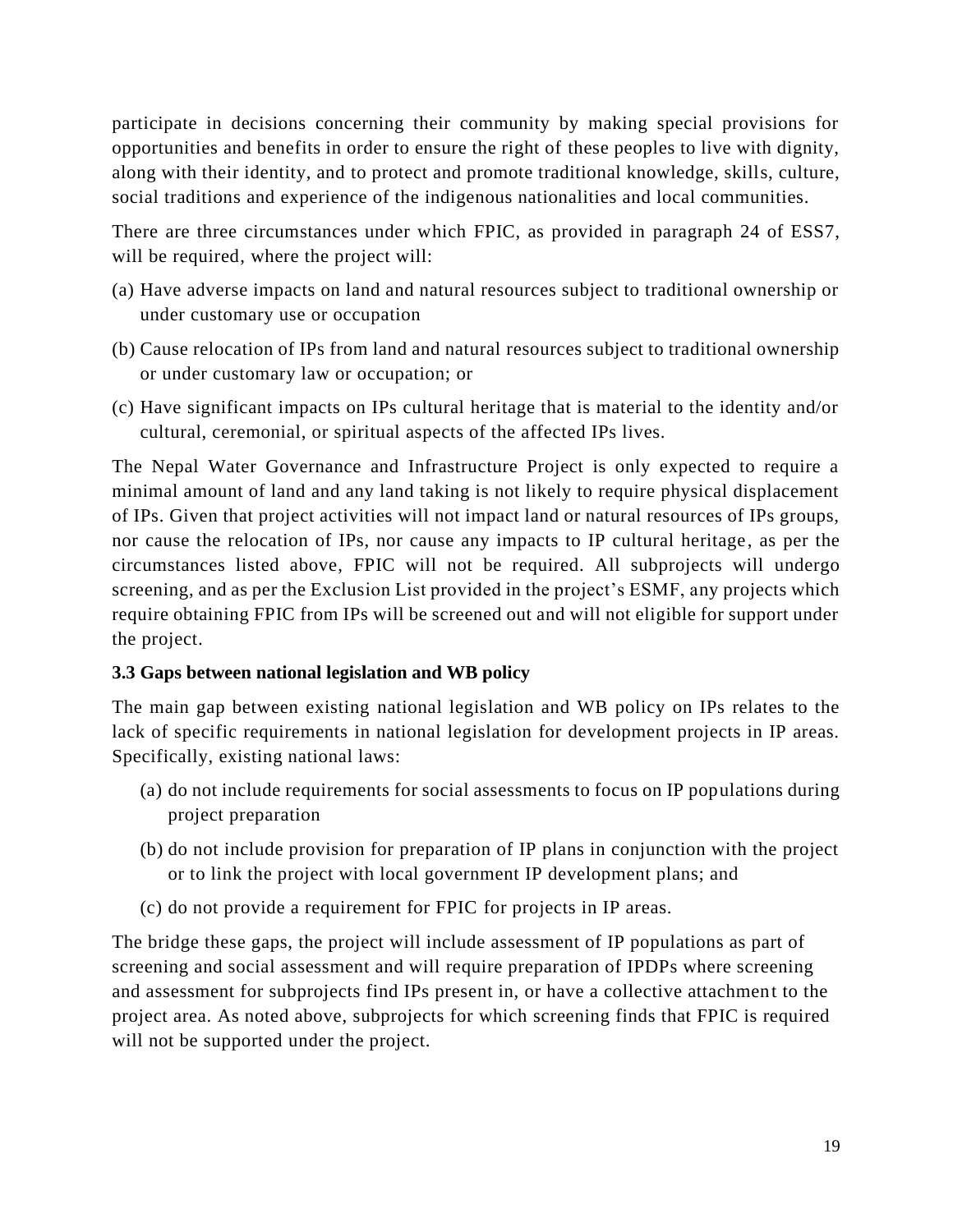participate in decisions concerning their community by making special provisions for opportunities and benefits in order to ensure the right of these peoples to live with dignity, along with their identity, and to protect and promote traditional knowledge, skills, culture, social traditions and experience of the indigenous nationalities and local communities.

There are three circumstances under which FPIC, as provided in paragraph 24 of ESS7, will be required, where the project will:

(a) Have adverse impacts on land and natural resources subject to traditional ownership or under customary use or occupation

(b) Cause relocation of IPs from land and natural resources subject to traditional ownership or under customary law or occupation; or

(c) Have significant impacts on IPs cultural heritage that is material to the identity and/or cultural, ceremonial, or spiritual aspects of the affected IPs lives.

The Nepal Water Governance and Infrastructure Project is only expected to require a minimal amount of land and any land taking is not likely to require physical displacement of IPs. Given that project activities will not impact land or natural resources of IPs groups, nor cause the relocation of IPs, nor cause any impacts to IP cultural heritage, as per the circumstances listed above, FPIC will not be required. All subprojects will undergo screening, and as per the Exclusion List provided in the project's ESMF, any projects which require obtaining FPIC from IPs will be screened out and will not eligible for support under the project.

### 3.3 Gaps between national legislation and WB policy

The main gap between existing national legislation and WB policy on IPs relates to the lack of specific requirements in national legislation for development projects in IP areas. Specifically, existing national laws:

(a) do not include requirements for social assessments to focus on IP populations during project preparation

(b) do not include provision for preparation of IP plans in conjunction with the project or to link the project with local government IP development plans; and

(c) do not provide a requirement for FPIC for projects in IP areas.

The bridge these gaps, the project will include assessment of IP populations as part of screening and social assessment and will require preparation of IPDPs where screening and assessment for subprojects find IPs present in, or have a collective attachment to the project area. As noted above, subprojects for which screening finds that FPIC is required will not be supported under the project.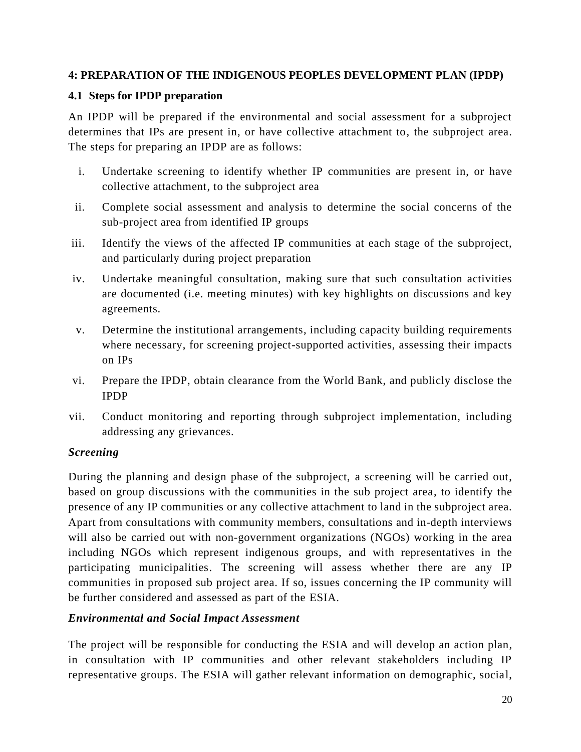## 4: PREPARATION OF THE INDIGENOUS PEOPLES DEVELOPMENT PLAN (IPDP)

### 4.1 Steps for IPDP preparation

An IPDP will be prepared if the environmental and social assessment for a subproject determines that IPs are present in, or have collective attachment to, the subproject area. The steps for preparing an IPDP are as follows:

i. Undertake screening to identify whether IP communities are present in, or have collective attachment, to the subproject area
ii. Complete social assessment and analysis to determine the social concerns of the sub-project area from identified IP groups
iii. Identify the views of the affected IP communities at each stage of the subproject, and particularly during project preparation
iv. Undertake meaningful consultation, making sure that such consultation activities are documented (i.e. meeting minutes) with key highlights on discussions and key agreements.
v. Determine the institutional arrangements, including capacity building requirements where necessary, for screening project-supported activities, assessing their impacts on IPs
vi. Prepare the IPDP, obtain clearance from the World Bank, and publicly disclose the IPDP
vii. Conduct monitoring and reporting through subproject implementation, including addressing any grievances.

***Screening***

During the planning and design phase of the subproject, a screening will be carried out, based on group discussions with the communities in the sub project area, to identify the presence of any IP communities or any collective attachment to land in the subproject area. Apart from consultations with community members, consultations and in-depth interviews will also be carried out with non-government organizations (NGOs) working in the area including NGOs which represent indigenous groups, and with representatives in the participating municipalities. The screening will assess whether there are any IP communities in proposed sub project area. If so, issues concerning the IP community will be further considered and assessed as part of the ESIA.

***Environmental and Social Impact Assessment***

The project will be responsible for conducting the ESIA and will develop an action plan, in consultation with IP communities and other relevant stakeholders including IP representative groups. The ESIA will gather relevant information on demographic, social,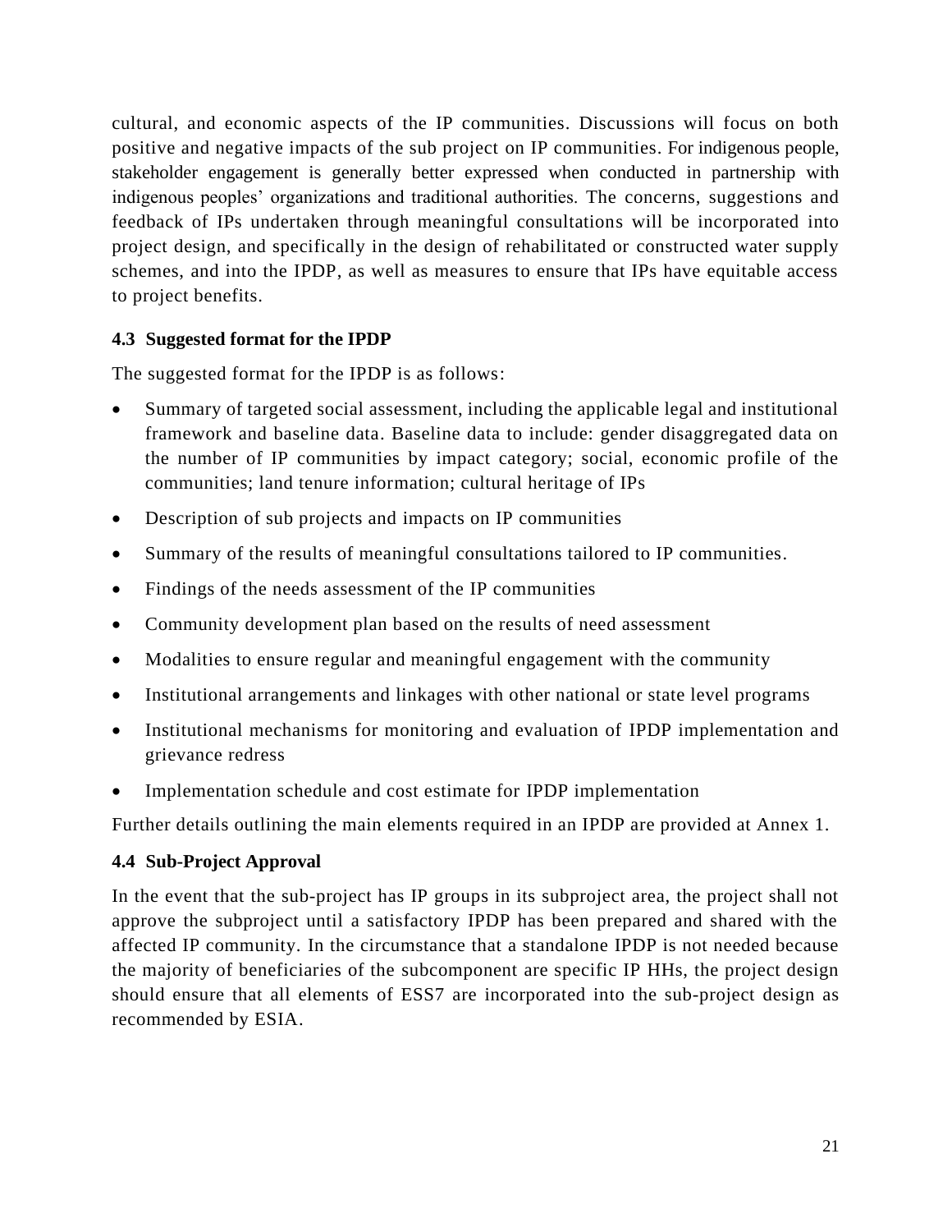cultural, and economic aspects of the IP communities. Discussions will focus on both positive and negative impacts of the sub project on IP communities. For indigenous people, stakeholder engagement is generally better expressed when conducted in partnership with indigenous peoples' organizations and traditional authorities. The concerns, suggestions and feedback of IPs undertaken through meaningful consultations will be incorporated into project design, and specifically in the design of rehabilitated or constructed water supply schemes, and into the IPDP, as well as measures to ensure that IPs have equitable access to project benefits.

### 4.3 Suggested format for the IPDP

The suggested format for the IPDP is as follows:

- Summary of targeted social assessment, including the applicable legal and institutional framework and baseline data. Baseline data to include: gender disaggregated data on the number of IP communities by impact category; social, economic profile of the communities; land tenure information; cultural heritage of IPs
- Description of sub projects and impacts on IP communities
- Summary of the results of meaningful consultations tailored to IP communities.
- Findings of the needs assessment of the IP communities
- Community development plan based on the results of need assessment
- Modalities to ensure regular and meaningful engagement with the community
- Institutional arrangements and linkages with other national or state level programs
- Institutional mechanisms for monitoring and evaluation of IPDP implementation and grievance redress
- Implementation schedule and cost estimate for IPDP implementation

Further details outlining the main elements required in an IPDP are provided at Annex 1.

### 4.4 Sub-Project Approval

In the event that the sub-project has IP groups in its subproject area, the project shall not approve the subproject until a satisfactory IPDP has been prepared and shared with the affected IP community. In the circumstance that a standalone IPDP is not needed because the majority of beneficiaries of the subcomponent are specific IP HHs, the project design should ensure that all elements of ESS7 are incorporated into the sub-project design as recommended by ESIA.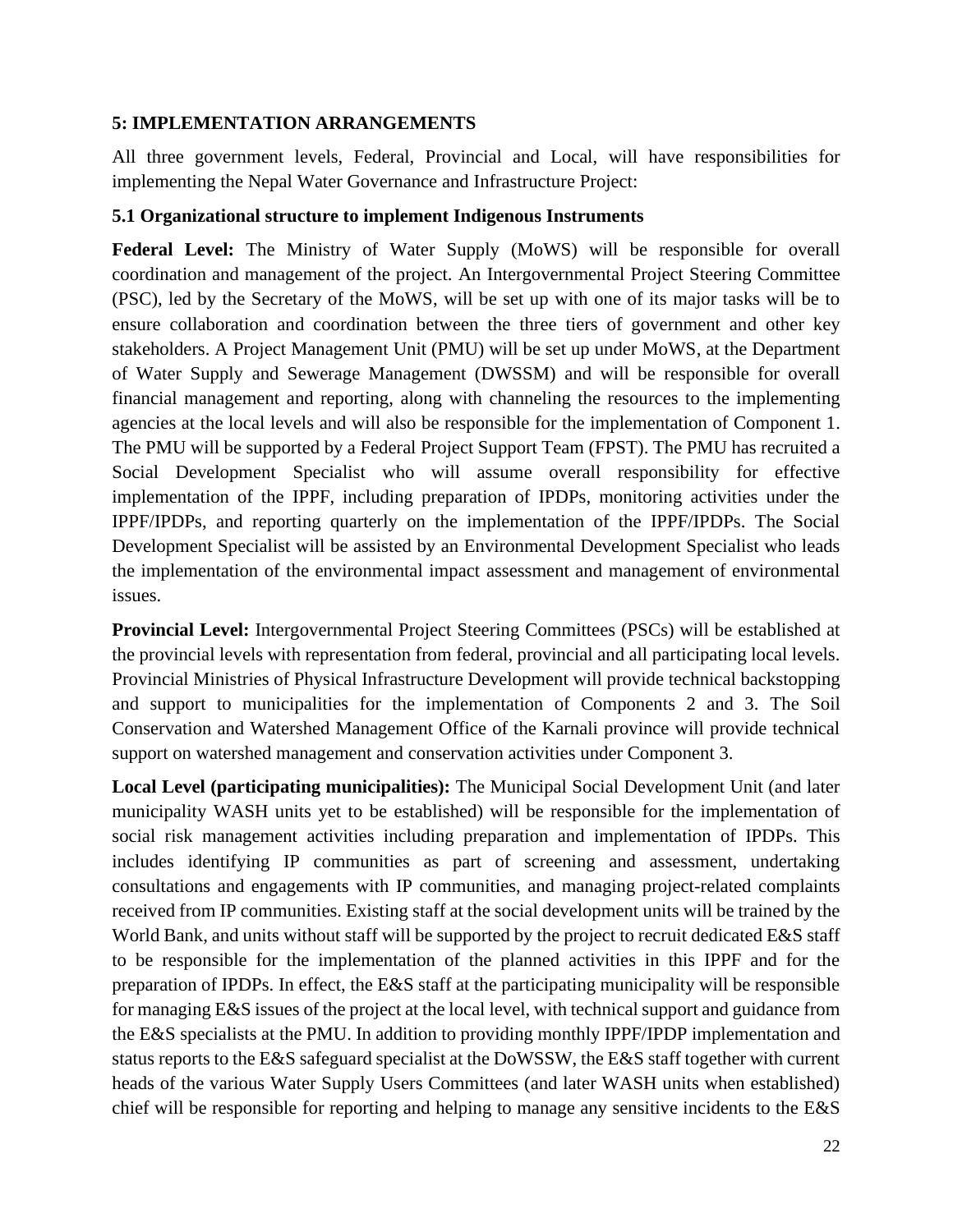## 5: IMPLEMENTATION ARRANGEMENTS

All three government levels, Federal, Provincial and Local, will have responsibilities for implementing the Nepal Water Governance and Infrastructure Project:

### 5.1 Organizational structure to implement Indigenous Instruments

**Federal Level:** The Ministry of Water Supply (MoWS) will be responsible for overall coordination and management of the project. An Intergovernmental Project Steering Committee (PSC), led by the Secretary of the MoWS, will be set up with one of its major tasks will be to ensure collaboration and coordination between the three tiers of government and other key stakeholders. A Project Management Unit (PMU) will be set up under MoWS, at the Department of Water Supply and Sewerage Management (DWSSM) and will be responsible for overall financial management and reporting, along with channeling the resources to the implementing agencies at the local levels and will also be responsible for the implementation of Component 1. The PMU will be supported by a Federal Project Support Team (FPST). The PMU has recruited a Social Development Specialist who will assume overall responsibility for effective implementation of the IPPF, including preparation of IPDPs, monitoring activities under the IPPF/IPDPs, and reporting quarterly on the implementation of the IPPF/IPDPs. The Social Development Specialist will be assisted by an Environmental Development Specialist who leads the implementation of the environmental impact assessment and management of environmental issues.

**Provincial Level:** Intergovernmental Project Steering Committees (PSCs) will be established at the provincial levels with representation from federal, provincial and all participating local levels. Provincial Ministries of Physical Infrastructure Development will provide technical backstopping and support to municipalities for the implementation of Components 2 and 3. The Soil Conservation and Watershed Management Office of the Karnali province will provide technical support on watershed management and conservation activities under Component 3.

**Local Level (participating municipalities):** The Municipal Social Development Unit (and later municipality WASH units yet to be established) will be responsible for the implementation of social risk management activities including preparation and implementation of IPDPs. This includes identifying IP communities as part of screening and assessment, undertaking consultations and engagements with IP communities, and managing project-related complaints received from IP communities. Existing staff at the social development units will be trained by the World Bank, and units without staff will be supported by the project to recruit dedicated E&S staff to be responsible for the implementation of the planned activities in this IPPF and for the preparation of IPDPs. In effect, the E&S staff at the participating municipality will be responsible for managing E&S issues of the project at the local level, with technical support and guidance from the E&S specialists at the PMU. In addition to providing monthly IPPF/IPDP implementation and status reports to the E&S safeguard specialist at the DoWSSW, the E&S staff together with current heads of the various Water Supply Users Committees (and later WASH units when established) chief will be responsible for reporting and helping to manage any sensitive incidents to the E&S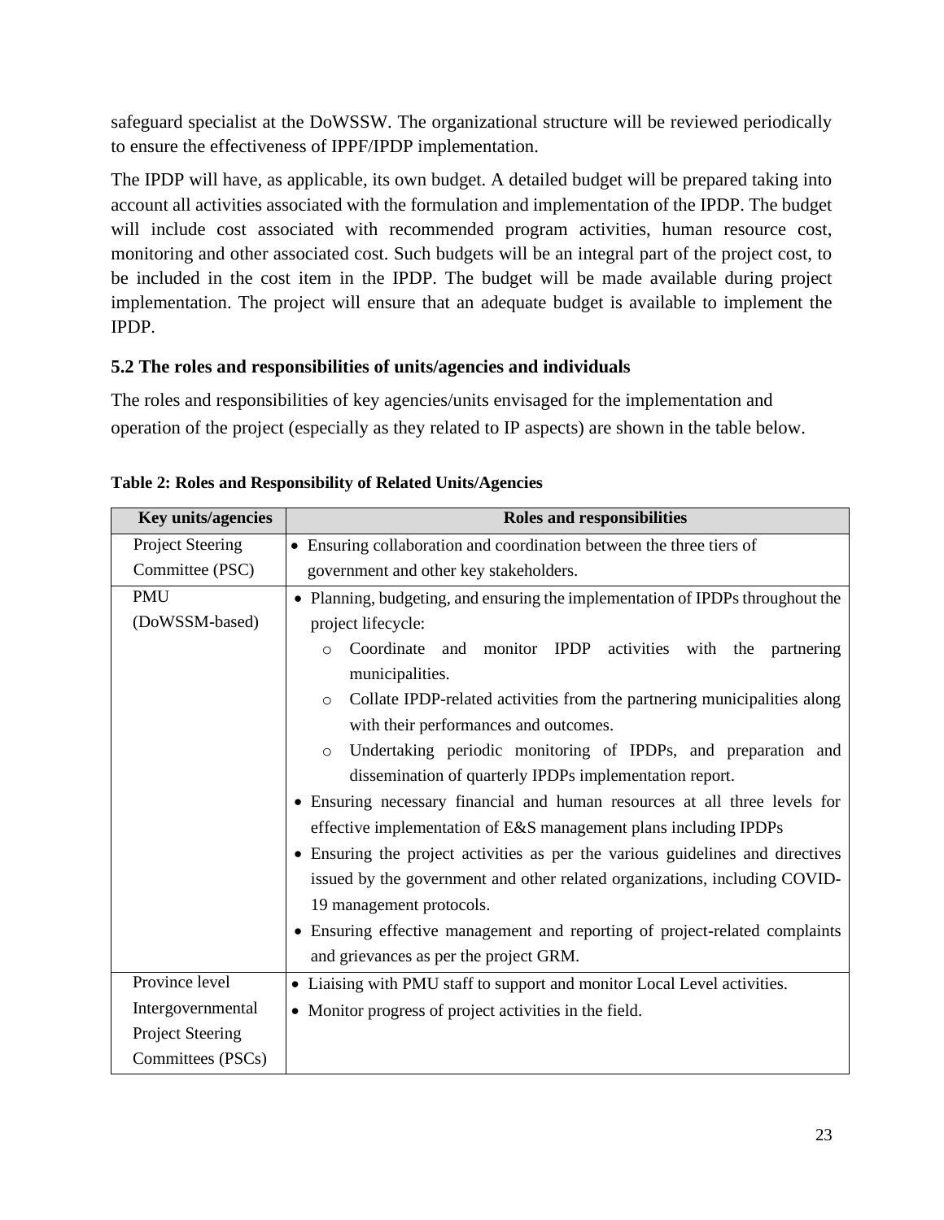safeguard specialist at the DoWSSW. The organizational structure will be reviewed periodically to ensure the effectiveness of IPPF/IPDP implementation.

The IPDP will have, as applicable, its own budget. A detailed budget will be prepared taking into account all activities associated with the formulation and implementation of the IPDP. The budget will include cost associated with recommended program activities, human resource cost, monitoring and other associated cost. Such budgets will be an integral part of the project cost, to be included in the cost item in the IPDP. The budget will be made available during project implementation. The project will ensure that an adequate budget is available to implement the IPDP.

## 5.2 The roles and responsibilities of units/agencies and individuals

The roles and responsibilities of key agencies/units envisaged for the implementation and operation of the project (especially as they related to IP aspects) are shown in the table below.

**Table 2: Roles and Responsibility of Related Units/Agencies**

| Key units/agencies | Roles and responsibilities |
|---|---|
| Project Steering Committee (PSC) | • Ensuring collaboration and coordination between the three tiers of government and other key stakeholders. |
| PMU (DoWSSM-based) | • Planning, budgeting, and ensuring the implementation of IPDPs throughout the project lifecycle:<br>o Coordinate and monitor IPDP activities with the partnering municipalities.<br>o Collate IPDP-related activities from the partnering municipalities along with their performances and outcomes.<br>o Undertaking periodic monitoring of IPDPs, and preparation and dissemination of quarterly IPDPs implementation report.<br>• Ensuring necessary financial and human resources at all three levels for effective implementation of E&S management plans including IPDPs<br>• Ensuring the project activities as per the various guidelines and directives issued by the government and other related organizations, including COVID-19 management protocols.<br>• Ensuring effective management and reporting of project-related complaints and grievances as per the project GRM. |
| Province level Intergovernmental Project Steering Committees (PSCs) | • Liaising with PMU staff to support and monitor Local Level activities.<br>• Monitor progress of project activities in the field. |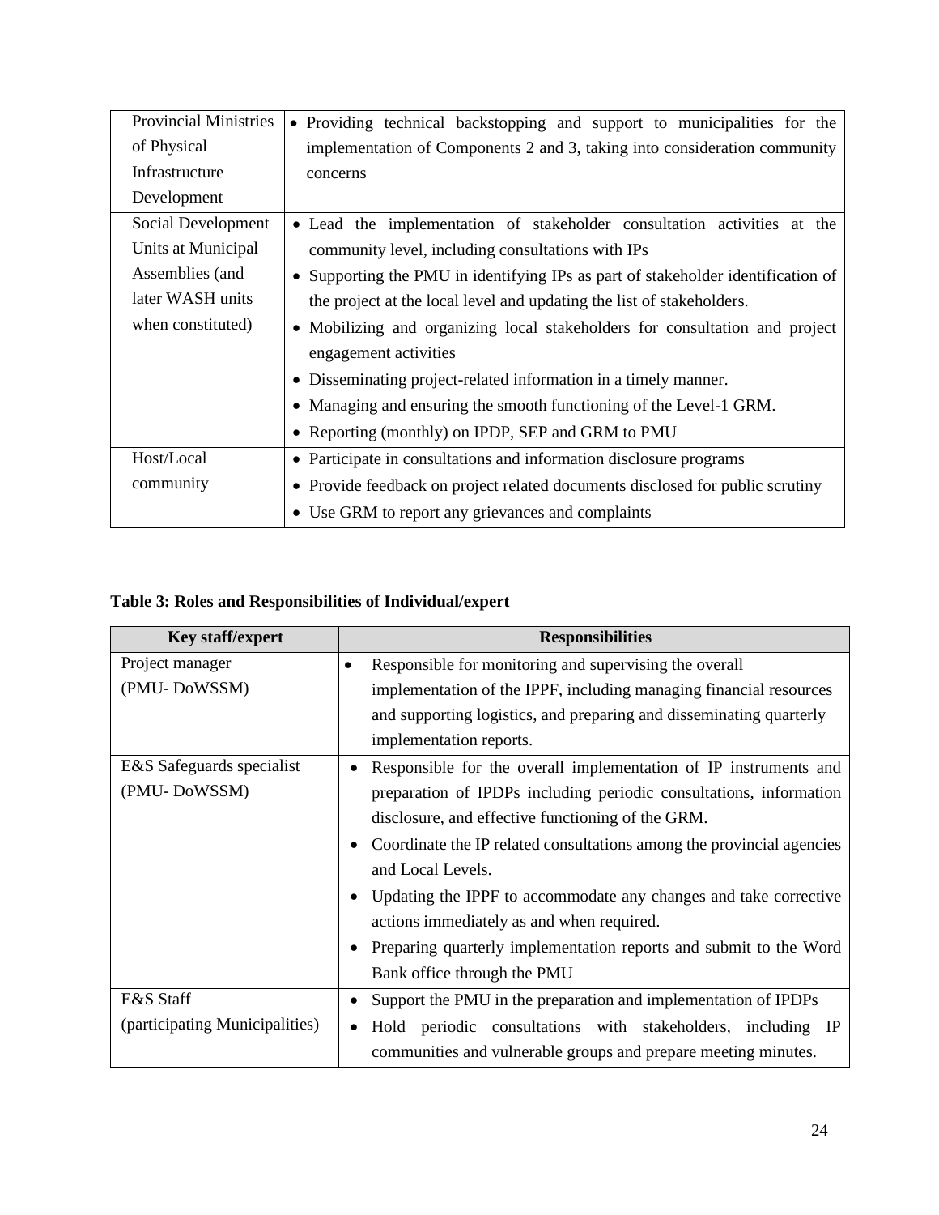| | |
|---|---|
| Provincial Ministries of Physical Infrastructure Development | • Providing technical backstopping and support to municipalities for the implementation of Components 2 and 3, taking into consideration community concerns |
| Social Development Units at Municipal Assemblies (and later WASH units when constituted) | • Lead the implementation of stakeholder consultation activities at the community level, including consultations with IPs<br>• Supporting the PMU in identifying IPs as part of stakeholder identification of the project at the local level and updating the list of stakeholders.<br>• Mobilizing and organizing local stakeholders for consultation and project engagement activities<br>• Disseminating project-related information in a timely manner.<br>• Managing and ensuring the smooth functioning of the Level-1 GRM.<br>• Reporting (monthly) on IPDP, SEP and GRM to PMU |
| Host/Local community | • Participate in consultations and information disclosure programs<br>• Provide feedback on project related documents disclosed for public scrutiny<br>• Use GRM to report any grievances and complaints |

**Table 3: Roles and Responsibilities of Individual/expert**

| Key staff/expert | Responsibilities |
|---|---|
| Project manager (PMU- DoWSSM) | • Responsible for monitoring and supervising the overall implementation of the IPPF, including managing financial resources and supporting logistics, and preparing and disseminating quarterly implementation reports. |
| E&S Safeguards specialist (PMU- DoWSSM) | • Responsible for the overall implementation of IP instruments and preparation of IPDPs including periodic consultations, information disclosure, and effective functioning of the GRM.<br>• Coordinate the IP related consultations among the provincial agencies and Local Levels.<br>• Updating the IPPF to accommodate any changes and take corrective actions immediately as and when required.<br>• Preparing quarterly implementation reports and submit to the Word Bank office through the PMU |
| E&S Staff (participating Municipalities) | • Support the PMU in the preparation and implementation of IPDPs<br>• Hold periodic consultations with stakeholders, including IP communities and vulnerable groups and prepare meeting minutes. |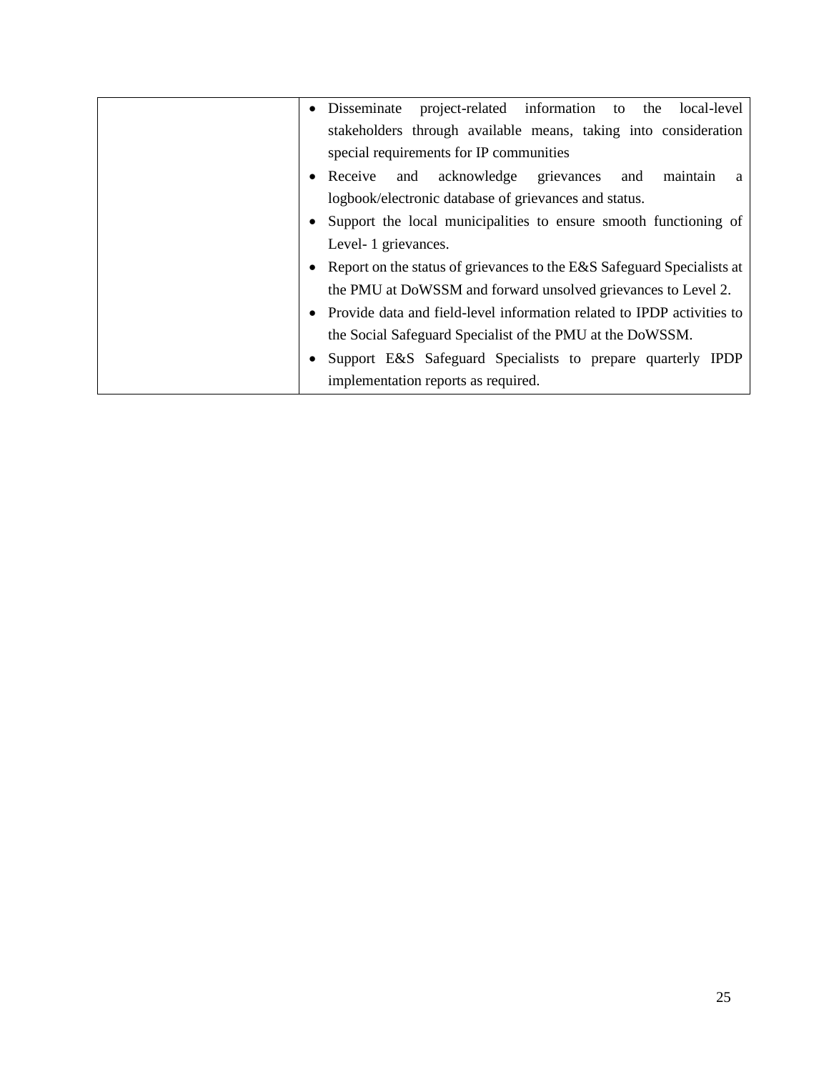| | |
|---|---|
| | • Disseminate project-related information to the local-level stakeholders through available means, taking into consideration special requirements for IP communities<br>• Receive and acknowledge grievances and maintain a logbook/electronic database of grievances and status.<br>• Support the local municipalities to ensure smooth functioning of Level- 1 grievances.<br>• Report on the status of grievances to the E&S Safeguard Specialists at the PMU at DoWSSM and forward unsolved grievances to Level 2.<br>• Provide data and field-level information related to IPDP activities to the Social Safeguard Specialist of the PMU at the DoWSSM.<br>• Support E&S Safeguard Specialists to prepare quarterly IPDP implementation reports as required. |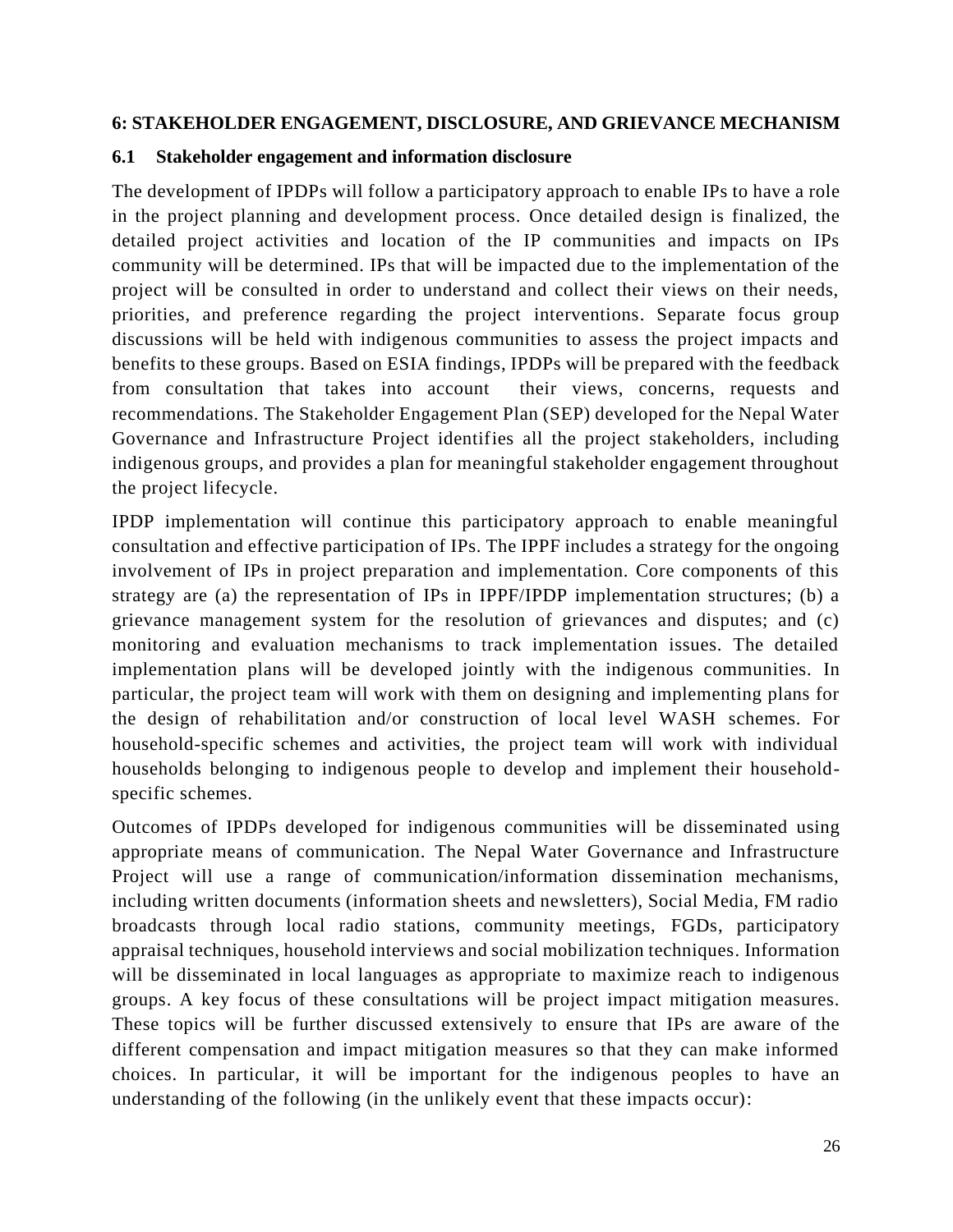## 6: STAKEHOLDER ENGAGEMENT, DISCLOSURE, AND GRIEVANCE MECHANISM

### 6.1 Stakeholder engagement and information disclosure

The development of IPDPs will follow a participatory approach to enable IPs to have a role in the project planning and development process. Once detailed design is finalized, the detailed project activities and location of the IP communities and impacts on IPs community will be determined. IPs that will be impacted due to the implementation of the project will be consulted in order to understand and collect their views on their needs, priorities, and preference regarding the project interventions. Separate focus group discussions will be held with indigenous communities to assess the project impacts and benefits to these groups. Based on ESIA findings, IPDPs will be prepared with the feedback from consultation that takes into account their views, concerns, requests and recommendations. The Stakeholder Engagement Plan (SEP) developed for the Nepal Water Governance and Infrastructure Project identifies all the project stakeholders, including indigenous groups, and provides a plan for meaningful stakeholder engagement throughout the project lifecycle.

IPDP implementation will continue this participatory approach to enable meaningful consultation and effective participation of IPs. The IPPF includes a strategy for the ongoing involvement of IPs in project preparation and implementation. Core components of this strategy are (a) the representation of IPs in IPPF/IPDP implementation structures; (b) a grievance management system for the resolution of grievances and disputes; and (c) monitoring and evaluation mechanisms to track implementation issues. The detailed implementation plans will be developed jointly with the indigenous communities. In particular, the project team will work with them on designing and implementing plans for the design of rehabilitation and/or construction of local level WASH schemes. For household-specific schemes and activities, the project team will work with individual households belonging to indigenous people to develop and implement their household-specific schemes.

Outcomes of IPDPs developed for indigenous communities will be disseminated using appropriate means of communication. The Nepal Water Governance and Infrastructure Project will use a range of communication/information dissemination mechanisms, including written documents (information sheets and newsletters), Social Media, FM radio broadcasts through local radio stations, community meetings, FGDs, participatory appraisal techniques, household interviews and social mobilization techniques. Information will be disseminated in local languages as appropriate to maximize reach to indigenous groups. A key focus of these consultations will be project impact mitigation measures. These topics will be further discussed extensively to ensure that IPs are aware of the different compensation and impact mitigation measures so that they can make informed choices. In particular, it will be important for the indigenous peoples to have an understanding of the following (in the unlikely event that these impacts occur):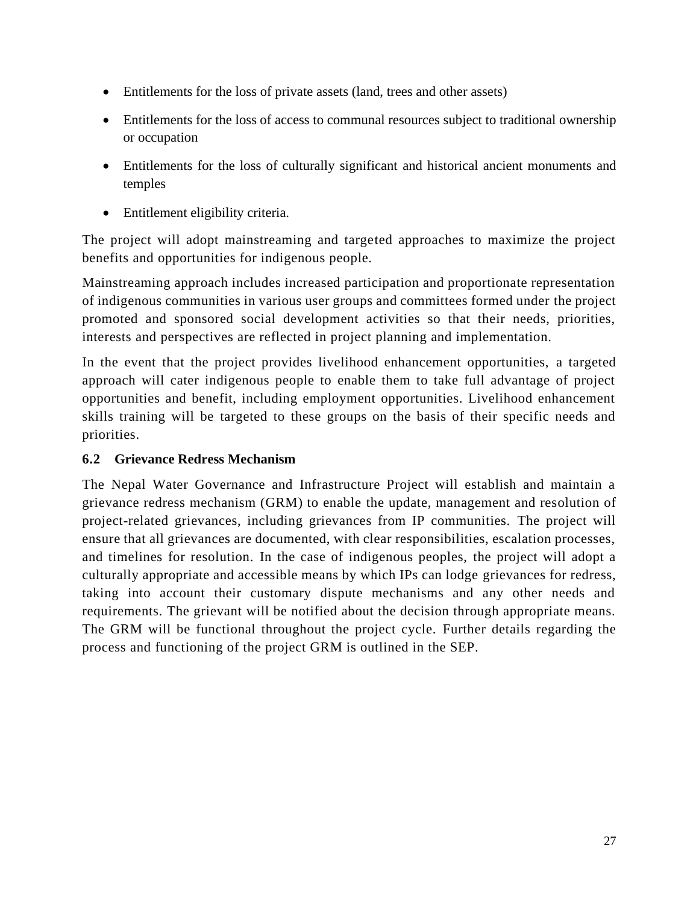- Entitlements for the loss of private assets (land, trees and other assets)
- Entitlements for the loss of access to communal resources subject to traditional ownership or occupation
- Entitlements for the loss of culturally significant and historical ancient monuments and temples
- Entitlement eligibility criteria.

The project will adopt mainstreaming and targeted approaches to maximize the project benefits and opportunities for indigenous people.

Mainstreaming approach includes increased participation and proportionate representation of indigenous communities in various user groups and committees formed under the project promoted and sponsored social development activities so that their needs, priorities, interests and perspectives are reflected in project planning and implementation.

In the event that the project provides livelihood enhancement opportunities, a targeted approach will cater indigenous people to enable them to take full advantage of project opportunities and benefit, including employment opportunities. Livelihood enhancement skills training will be targeted to these groups on the basis of their specific needs and priorities.

### 6.2 Grievance Redress Mechanism

The Nepal Water Governance and Infrastructure Project will establish and maintain a grievance redress mechanism (GRM) to enable the update, management and resolution of project-related grievances, including grievances from IP communities. The project will ensure that all grievances are documented, with clear responsibilities, escalation processes, and timelines for resolution. In the case of indigenous peoples, the project will adopt a culturally appropriate and accessible means by which IPs can lodge grievances for redress, taking into account their customary dispute mechanisms and any other needs and requirements. The grievant will be notified about the decision through appropriate means. The GRM will be functional throughout the project cycle. Further details regarding the process and functioning of the project GRM is outlined in the SEP.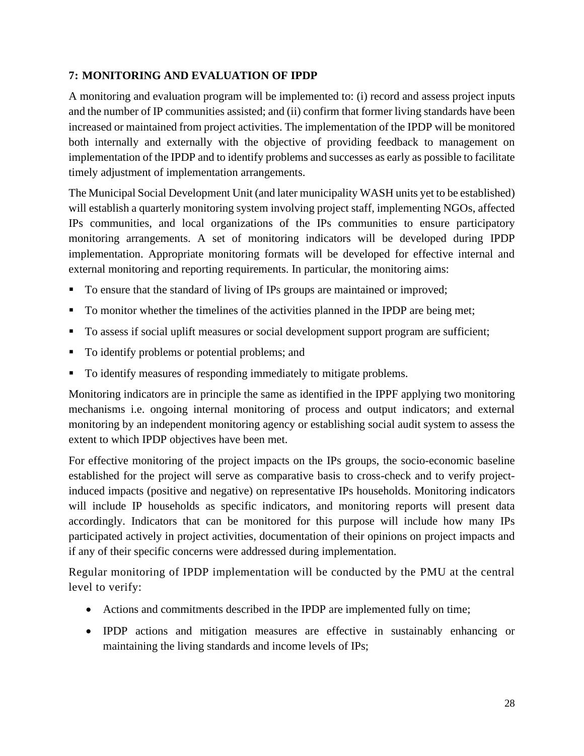## 7: MONITORING AND EVALUATION OF IPDP

A monitoring and evaluation program will be implemented to: (i) record and assess project inputs and the number of IP communities assisted; and (ii) confirm that former living standards have been increased or maintained from project activities. The implementation of the IPDP will be monitored both internally and externally with the objective of providing feedback to management on implementation of the IPDP and to identify problems and successes as early as possible to facilitate timely adjustment of implementation arrangements.

The Municipal Social Development Unit (and later municipality WASH units yet to be established) will establish a quarterly monitoring system involving project staff, implementing NGOs, affected IPs communities, and local organizations of the IPs communities to ensure participatory monitoring arrangements. A set of monitoring indicators will be developed during IPDP implementation. Appropriate monitoring formats will be developed for effective internal and external monitoring and reporting requirements. In particular, the monitoring aims:

- To ensure that the standard of living of IPs groups are maintained or improved;
- To monitor whether the timelines of the activities planned in the IPDP are being met;
- To assess if social uplift measures or social development support program are sufficient;
- To identify problems or potential problems; and
- To identify measures of responding immediately to mitigate problems.

Monitoring indicators are in principle the same as identified in the IPPF applying two monitoring mechanisms i.e. ongoing internal monitoring of process and output indicators; and external monitoring by an independent monitoring agency or establishing social audit system to assess the extent to which IPDP objectives have been met.

For effective monitoring of the project impacts on the IPs groups, the socio-economic baseline established for the project will serve as comparative basis to cross-check and to verify project-induced impacts (positive and negative) on representative IPs households. Monitoring indicators will include IP households as specific indicators, and monitoring reports will present data accordingly. Indicators that can be monitored for this purpose will include how many IPs participated actively in project activities, documentation of their opinions on project impacts and if any of their specific concerns were addressed during implementation.

Regular monitoring of IPDP implementation will be conducted by the PMU at the central level to verify:

- Actions and commitments described in the IPDP are implemented fully on time;
- IPDP actions and mitigation measures are effective in sustainably enhancing or maintaining the living standards and income levels of IPs;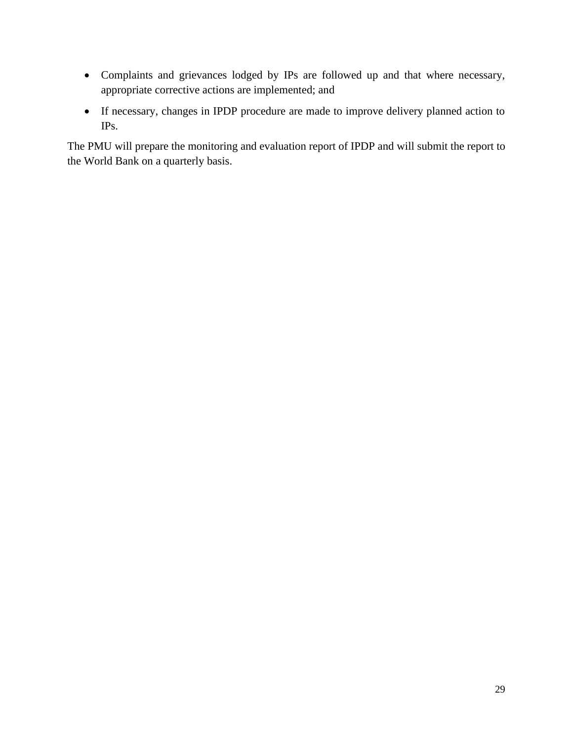- Complaints and grievances lodged by IPs are followed up and that where necessary, appropriate corrective actions are implemented; and
- If necessary, changes in IPDP procedure are made to improve delivery planned action to IPs.

The PMU will prepare the monitoring and evaluation report of IPDP and will submit the report to the World Bank on a quarterly basis.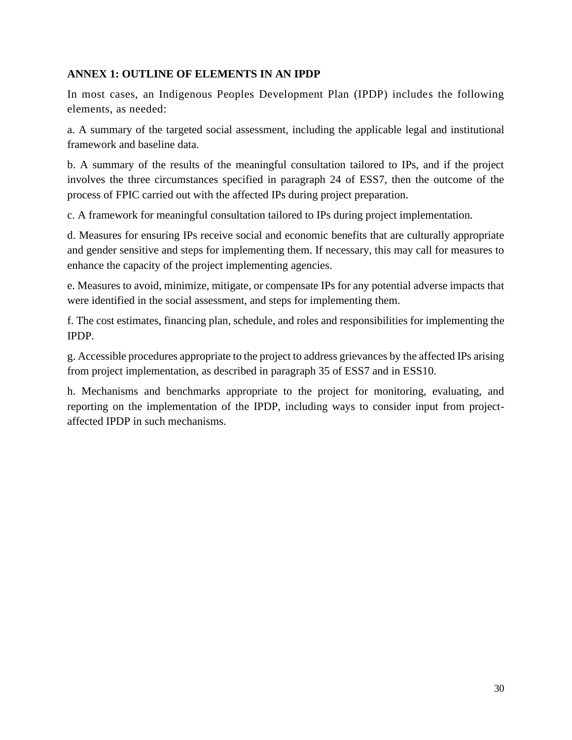**ANNEX 1: OUTLINE OF ELEMENTS IN AN IPDP**

In most cases, an Indigenous Peoples Development Plan (IPDP) includes the following elements, as needed:

a. A summary of the targeted social assessment, including the applicable legal and institutional framework and baseline data.

b. A summary of the results of the meaningful consultation tailored to IPs, and if the project involves the three circumstances specified in paragraph 24 of ESS7, then the outcome of the process of FPIC carried out with the affected IPs during project preparation.

c. A framework for meaningful consultation tailored to IPs during project implementation.

d. Measures for ensuring IPs receive social and economic benefits that are culturally appropriate and gender sensitive and steps for implementing them. If necessary, this may call for measures to enhance the capacity of the project implementing agencies.

e. Measures to avoid, minimize, mitigate, or compensate IPs for any potential adverse impacts that were identified in the social assessment, and steps for implementing them.

f. The cost estimates, financing plan, schedule, and roles and responsibilities for implementing the IPDP.

g. Accessible procedures appropriate to the project to address grievances by the affected IPs arising from project implementation, as described in paragraph 35 of ESS7 and in ESS10.

h. Mechanisms and benchmarks appropriate to the project for monitoring, evaluating, and reporting on the implementation of the IPDP, including ways to consider input from project-affected IPDP in such mechanisms.